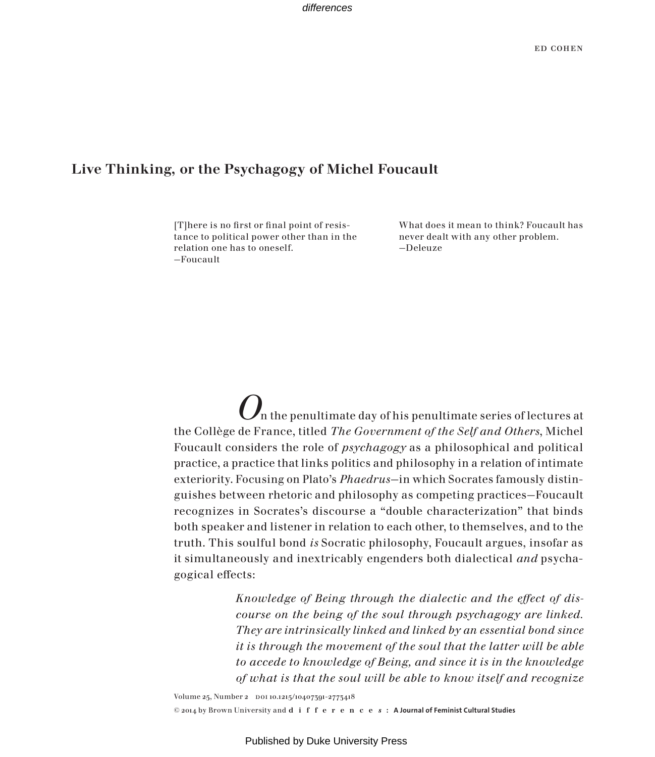ED COHEN

# Live Thinking, or the Psychagogy of Michel Foucault

> [T]here is no first or final point of resistance to political power other than in the relation one has to oneself.
> —Foucault

> What does it mean to think? Foucault has never dealt with any other problem.
> —Deleuze

On the penultimate day of his penultimate series of lectures at the Collège de France, titled *The Government of the Self and Others*, Michel Foucault considers the role of *psychagogy* as a philosophical and political practice, a practice that links politics and philosophy in a relation of intimate exteriority. Focusing on Plato's *Phaedrus*—in which Socrates famously distinguishes between rhetoric and philosophy as competing practices—Foucault recognizes in Socrates's discourse a "double characterization" that binds both speaker and listener in relation to each other, to themselves, and to the truth. This soulful bond *is* Socratic philosophy, Foucault argues, insofar as it simultaneously and inextricably engenders both dialectical *and* psychagogical effects:

> *Knowledge of Being through the dialectic and the effect of discourse on the being of the soul through psychagogy are linked. They are intrinsically linked and linked by an essential bond since it is through the movement of the soul that the latter will be able to accede to knowledge of Being, and since it is in the knowledge of what is that the soul will be able to know itself and recognize*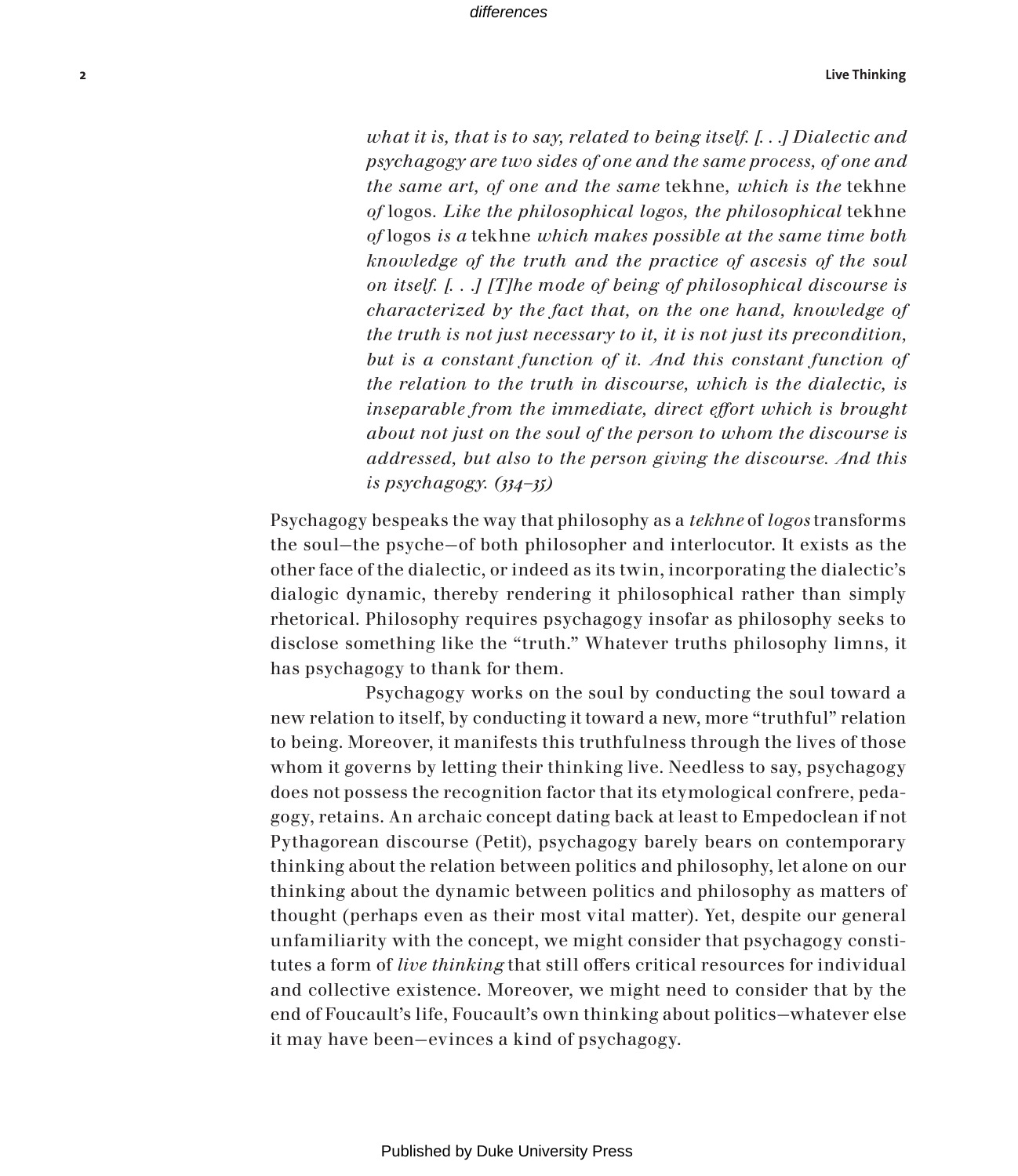> *what it is, that is to say, related to being itself. [. . .] Dialectic and psychagogy are two sides of one and the same process, of one and the same art, of one and the same* tekhne*, which is the* tekhne *of* logos*. Like the philosophical logos, the philosophical* tekhne *of* logos *is a* tekhne *which makes possible at the same time both knowledge of the truth and the practice of ascesis of the soul on itself. [. . .] [T]he mode of being of philosophical discourse is characterized by the fact that, on the one hand, knowledge of the truth is not just necessary to it, it is not just its precondition, but is a constant function of it. And this constant function of the relation to the truth in discourse, which is the dialectic, is inseparable from the immediate, direct effort which is brought about not just on the soul of the person to whom the discourse is addressed, but also to the person giving the discourse. And this is psychagogy. (334–35)*

Psychagogy bespeaks the way that philosophy as a *tekhne* of *logos* transforms the soul—the psyche—of both philosopher and interlocutor. It exists as the other face of the dialectic, or indeed as its twin, incorporating the dialectic's dialogic dynamic, thereby rendering it philosophical rather than simply rhetorical. Philosophy requires psychagogy insofar as philosophy seeks to disclose something like the "truth." Whatever truths philosophy limns, it has psychagogy to thank for them.

Psychagogy works on the soul by conducting the soul toward a new relation to itself, by conducting it toward a new, more "truthful" relation to being. Moreover, it manifests this truthfulness through the lives of those whom it governs by letting their thinking live. Needless to say, psychagogy does not possess the recognition factor that its etymological confrere, pedagogy, retains. An archaic concept dating back at least to Empedoclean if not Pythagorean discourse (Petit), psychagogy barely bears on contemporary thinking about the relation between politics and philosophy, let alone on our thinking about the dynamic between politics and philosophy as matters of thought (perhaps even as their most vital matter). Yet, despite our general unfamiliarity with the concept, we might consider that psychagogy constitutes a form of *live thinking* that still offers critical resources for individual and collective existence. Moreover, we might need to consider that by the end of Foucault's life, Foucault's own thinking about politics—whatever else it may have been—evinces a kind of psychagogy.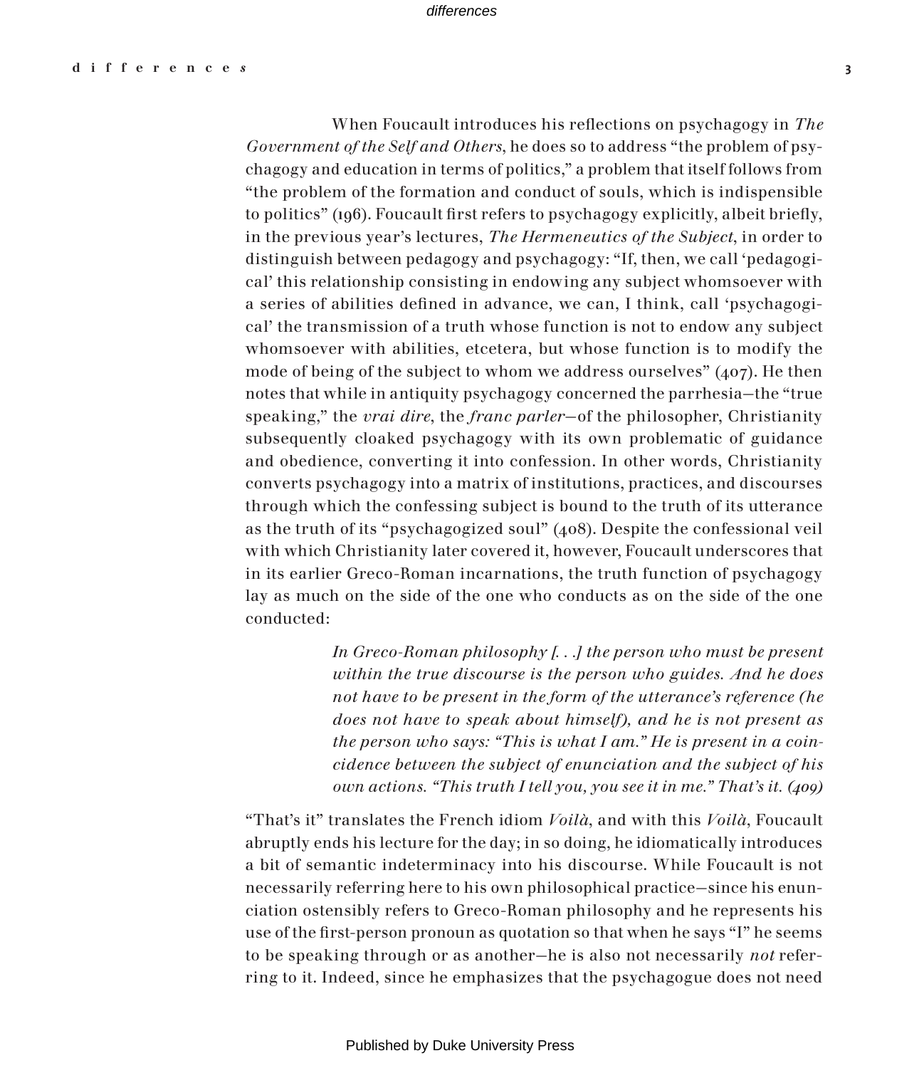When Foucault introduces his reflections on psychagogy in *The Government of the Self and Others*, he does so to address "the problem of psychagogy and education in terms of politics," a problem that itself follows from "the problem of the formation and conduct of souls, which is indispensible to politics" (196). Foucault first refers to psychagogy explicitly, albeit briefly, in the previous year's lectures, *The Hermeneutics of the Subject*, in order to distinguish between pedagogy and psychagogy: "If, then, we call 'pedagogical' this relationship consisting in endowing any subject whomsoever with a series of abilities defined in advance, we can, I think, call 'psychagogical' the transmission of a truth whose function is not to endow any subject whomsoever with abilities, etcetera, but whose function is to modify the mode of being of the subject to whom we address ourselves" (407). He then notes that while in antiquity psychagogy concerned the parrhesia—the "true speaking," the *vrai dire*, the *franc parler*—of the philosopher, Christianity subsequently cloaked psychagogy with its own problematic of guidance and obedience, converting it into confession. In other words, Christianity converts psychagogy into a matrix of institutions, practices, and discourses through which the confessing subject is bound to the truth of its utterance as the truth of its "psychagogized soul" (408). Despite the confessional veil with which Christianity later covered it, however, Foucault underscores that in its earlier Greco-Roman incarnations, the truth function of psychagogy lay as much on the side of the one who conducts as on the side of the one conducted:

> *In Greco-Roman philosophy [. . .] the person who must be present within the true discourse is the person who guides. And he does not have to be present in the form of the utterance's reference (he does not have to speak about himself), and he is not present as the person who says: "This is what I am." He is present in a coincidence between the subject of enunciation and the subject of his own actions. "This truth I tell you, you see it in me." That's it. (409)*

"That's it" translates the French idiom *Voilà*, and with this *Voilà*, Foucault abruptly ends his lecture for the day; in so doing, he idiomatically introduces a bit of semantic indeterminacy into his discourse. While Foucault is not necessarily referring here to his own philosophical practice—since his enunciation ostensibly refers to Greco-Roman philosophy and he represents his use of the first-person pronoun as quotation so that when he says "I" he seems to be speaking through or as another—he is also not necessarily *not* referring to it. Indeed, since he emphasizes that the psychagogue does not need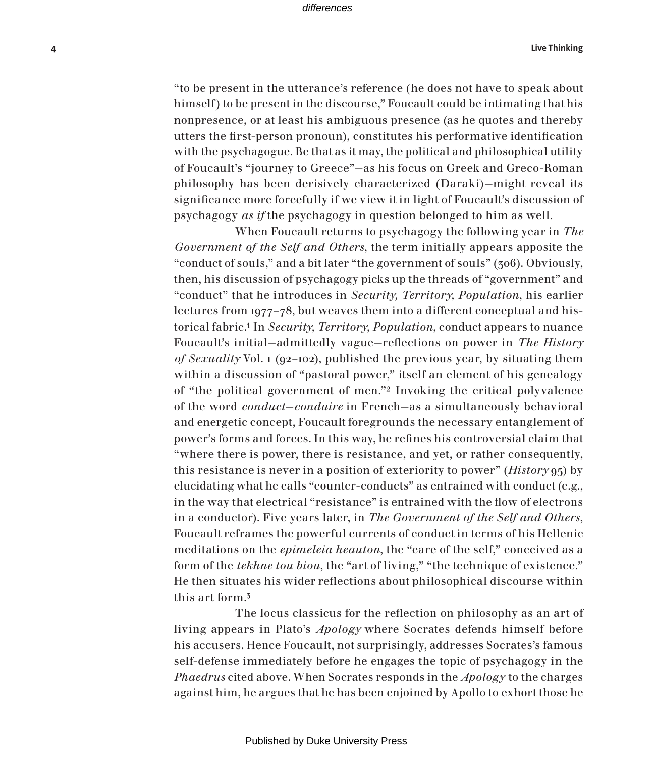"to be present in the utterance's reference (he does not have to speak about himself) to be present in the discourse," Foucault could be intimating that his nonpresence, or at least his ambiguous presence (as he quotes and thereby utters the first-person pronoun), constitutes his performative identification with the psychagogue. Be that as it may, the political and philosophical utility of Foucault's "journey to Greece"—as his focus on Greek and Greco-Roman philosophy has been derisively characterized (Daraki)—might reveal its significance more forcefully if we view it in light of Foucault's discussion of psychagogy *as if* the psychagogy in question belonged to him as well.

When Foucault returns to psychagogy the following year in *The Government of the Self and Others*, the term initially appears apposite the "conduct of souls," and a bit later "the government of souls" (306). Obviously, then, his discussion of psychagogy picks up the threads of "government" and "conduct" that he introduces in *Security, Territory, Population*, his earlier lectures from 1977–78, but weaves them into a different conceptual and historical fabric.[1] In *Security, Territory, Population*, conduct appears to nuance Foucault's initial—admittedly vague—reflections on power in *The History of Sexuality* Vol. 1 (92–102), published the previous year, by situating them within a discussion of "pastoral power," itself an element of his genealogy of "the political government of men."[2] Invoking the critical polyvalence of the word *conduct*—*conduire* in French—as a simultaneously behavioral and energetic concept, Foucault foregrounds the necessary entanglement of power's forms and forces. In this way, he refines his controversial claim that "where there is power, there is resistance, and yet, or rather consequently, this resistance is never in a position of exteriority to power" (*History* 95) by elucidating what he calls "counter-conducts" as entrained with conduct (e.g., in the way that electrical "resistance" is entrained with the flow of electrons in a conductor). Five years later, in *The Government of the Self and Others*, Foucault reframes the powerful currents of conduct in terms of his Hellenic meditations on the *epimeleia heauton*, the "care of the self," conceived as a form of the *tekhne tou biou*, the "art of living," "the technique of existence." He then situates his wider reflections about philosophical discourse within this art form.[3]

The locus classicus for the reflection on philosophy as an art of living appears in Plato's *Apology* where Socrates defends himself before his accusers. Hence Foucault, not surprisingly, addresses Socrates's famous self-defense immediately before he engages the topic of psychagogy in the *Phaedrus* cited above. When Socrates responds in the *Apology* to the charges against him, he argues that he has been enjoined by Apollo to exhort those he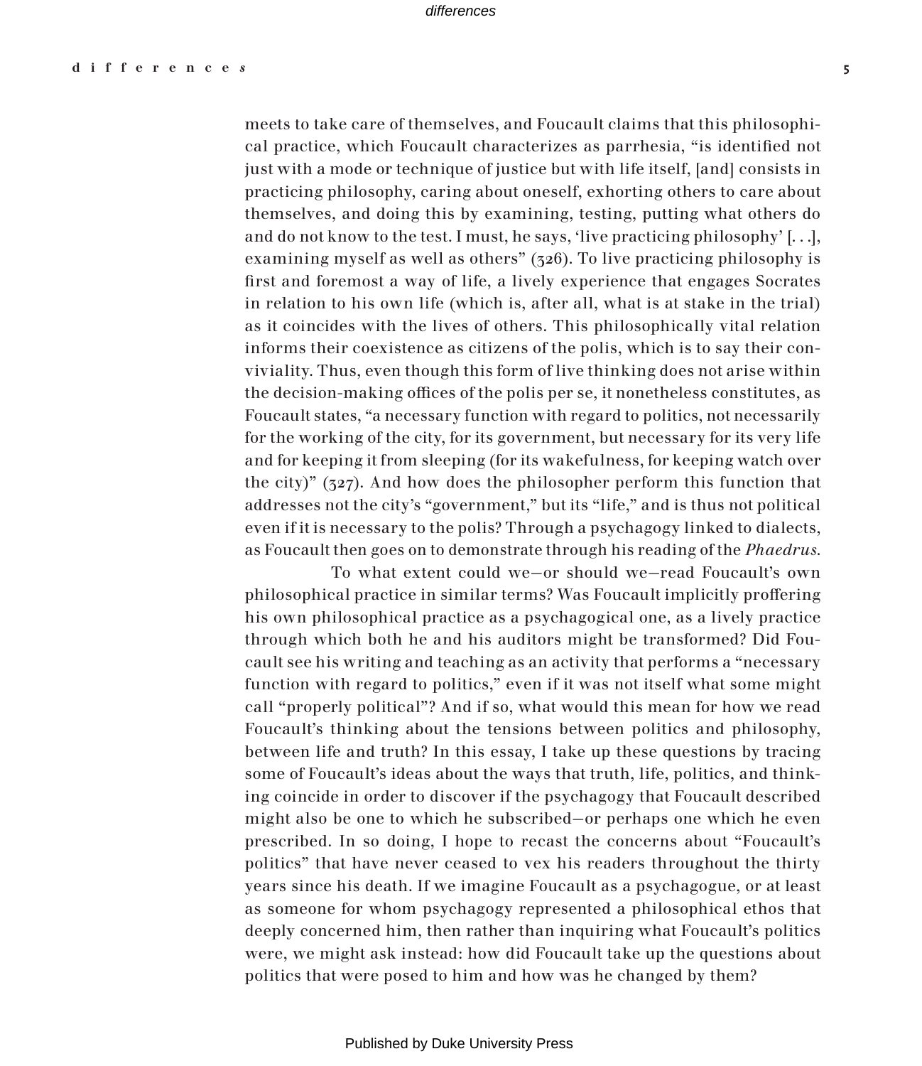meets to take care of themselves, and Foucault claims that this philosophical practice, which Foucault characterizes as parrhesia, "is identified not just with a mode or technique of justice but with life itself, [and] consists in practicing philosophy, caring about oneself, exhorting others to care about themselves, and doing this by examining, testing, putting what others do and do not know to the test. I must, he says, 'live practicing philosophy' [. . .], examining myself as well as others" (326). To live practicing philosophy is first and foremost a way of life, a lively experience that engages Socrates in relation to his own life (which is, after all, what is at stake in the trial) as it coincides with the lives of others. This philosophically vital relation informs their coexistence as citizens of the polis, which is to say their conviviality. Thus, even though this form of live thinking does not arise within the decision-making offices of the polis per se, it nonetheless constitutes, as Foucault states, "a necessary function with regard to politics, not necessarily for the working of the city, for its government, but necessary for its very life and for keeping it from sleeping (for its wakefulness, for keeping watch over the city)" (327). And how does the philosopher perform this function that addresses not the city's "government," but its "life," and is thus not political even if it is necessary to the polis? Through a psychagogy linked to dialects, as Foucault then goes on to demonstrate through his reading of the *Phaedrus*.

To what extent could we—or should we—read Foucault's own philosophical practice in similar terms? Was Foucault implicitly proffering his own philosophical practice as a psychagogical one, as a lively practice through which both he and his auditors might be transformed? Did Foucault see his writing and teaching as an activity that performs a "necessary function with regard to politics," even if it was not itself what some might call "properly political"? And if so, what would this mean for how we read Foucault's thinking about the tensions between politics and philosophy, between life and truth? In this essay, I take up these questions by tracing some of Foucault's ideas about the ways that truth, life, politics, and thinking coincide in order to discover if the psychagogy that Foucault described might also be one to which he subscribed—or perhaps one which he even prescribed. In so doing, I hope to recast the concerns about "Foucault's politics" that have never ceased to vex his readers throughout the thirty years since his death. If we imagine Foucault as a psychagogue, or at least as someone for whom psychagogy represented a philosophical ethos that deeply concerned him, then rather than inquiring what Foucault's politics were, we might ask instead: how did Foucault take up the questions about politics that were posed to him and how was he changed by them?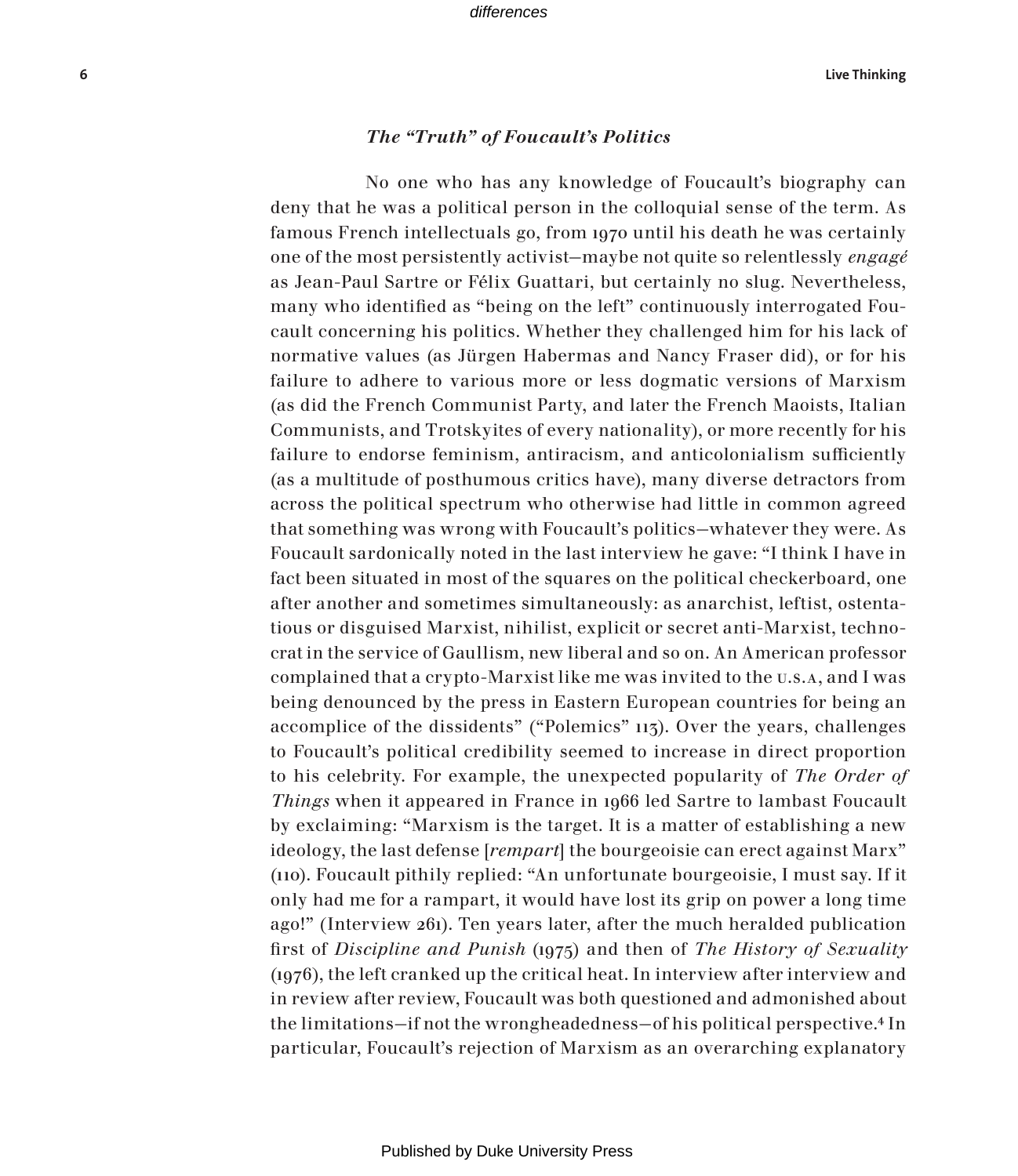### *The "Truth" of Foucault's Politics*

No one who has any knowledge of Foucault's biography can deny that he was a political person in the colloquial sense of the term. As famous French intellectuals go, from 1970 until his death he was certainly one of the most persistently activist—maybe not quite so relentlessly *engagé* as Jean-Paul Sartre or Félix Guattari, but certainly no slug. Nevertheless, many who identified as "being on the left" continuously interrogated Foucault concerning his politics. Whether they challenged him for his lack of normative values (as Jürgen Habermas and Nancy Fraser did), or for his failure to adhere to various more or less dogmatic versions of Marxism (as did the French Communist Party, and later the French Maoists, Italian Communists, and Trotskyites of every nationality), or more recently for his failure to endorse feminism, antiracism, and anticolonialism sufficiently (as a multitude of posthumous critics have), many diverse detractors from across the political spectrum who otherwise had little in common agreed that something was wrong with Foucault's politics—whatever they were. As Foucault sardonically noted in the last interview he gave: "I think I have in fact been situated in most of the squares on the political checkerboard, one after another and sometimes simultaneously: as anarchist, leftist, ostentatious or disguised Marxist, nihilist, explicit or secret anti-Marxist, technocrat in the service of Gaullism, new liberal and so on. An American professor complained that a crypto-Marxist like me was invited to the U.S.A, and I was being denounced by the press in Eastern European countries for being an accomplice of the dissidents" ("Polemics" 113). Over the years, challenges to Foucault's political credibility seemed to increase in direct proportion to his celebrity. For example, the unexpected popularity of *The Order of Things* when it appeared in France in 1966 led Sartre to lambast Foucault by exclaiming: "Marxism is the target. It is a matter of establishing a new ideology, the last defense [*rempart*] the bourgeoisie can erect against Marx" (110). Foucault pithily replied: "An unfortunate bourgeoisie, I must say. If it only had me for a rampart, it would have lost its grip on power a long time ago!" (Interview 261). Ten years later, after the much heralded publication first of *Discipline and Punish* (1975) and then of *The History of Sexuality* (1976), the left cranked up the critical heat. In interview after interview and in review after review, Foucault was both questioned and admonished about the limitations—if not the wrongheadedness—of his political perspective.[4] In particular, Foucault's rejection of Marxism as an overarching explanatory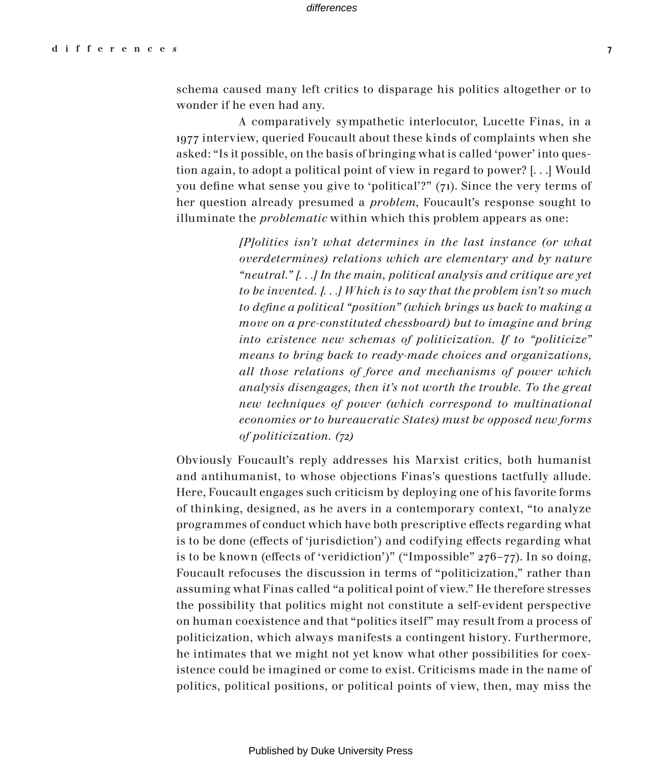schema caused many left critics to disparage his politics altogether or to wonder if he even had any.

A comparatively sympathetic interlocutor, Lucette Finas, in a 1977 interview, queried Foucault about these kinds of complaints when she asked: "Is it possible, on the basis of bringing what is called 'power' into question again, to adopt a political point of view in regard to power? [. . .] Would you define what sense you give to 'political'?" (71). Since the very terms of her question already presumed a *problem*, Foucault's response sought to illuminate the *problematic* within which this problem appears as one:

> *[P]olitics isn't what determines in the last instance (or what overdetermines) relations which are elementary and by nature "neutral." [. . .] In the main, political analysis and critique are yet to be invented. [. . .] Which is to say that the problem isn't so much to define a political "position" (which brings us back to making a move on a pre-constituted chessboard) but to imagine and bring into existence new schemas of politicization. If to "politicize" means to bring back to ready-made choices and organizations, all those relations of force and mechanisms of power which analysis disengages, then it's not worth the trouble. To the great new techniques of power (which correspond to multinational economies or to bureaucratic States) must be opposed new forms of politicization. (72)*

Obviously Foucault's reply addresses his Marxist critics, both humanist and antihumanist, to whose objections Finas's questions tactfully allude. Here, Foucault engages such criticism by deploying one of his favorite forms of thinking, designed, as he avers in a contemporary context, "to analyze programmes of conduct which have both prescriptive effects regarding what is to be done (effects of 'jurisdiction') and codifying effects regarding what is to be known (effects of 'veridiction')" ("Impossible" 276–77). In so doing, Foucault refocuses the discussion in terms of "politicization," rather than assuming what Finas called "a political point of view." He therefore stresses the possibility that politics might not constitute a self-evident perspective on human coexistence and that "politics itself" may result from a process of politicization, which always manifests a contingent history. Furthermore, he intimates that we might not yet know what other possibilities for coexistence could be imagined or come to exist. Criticisms made in the name of politics, political positions, or political points of view, then, may miss the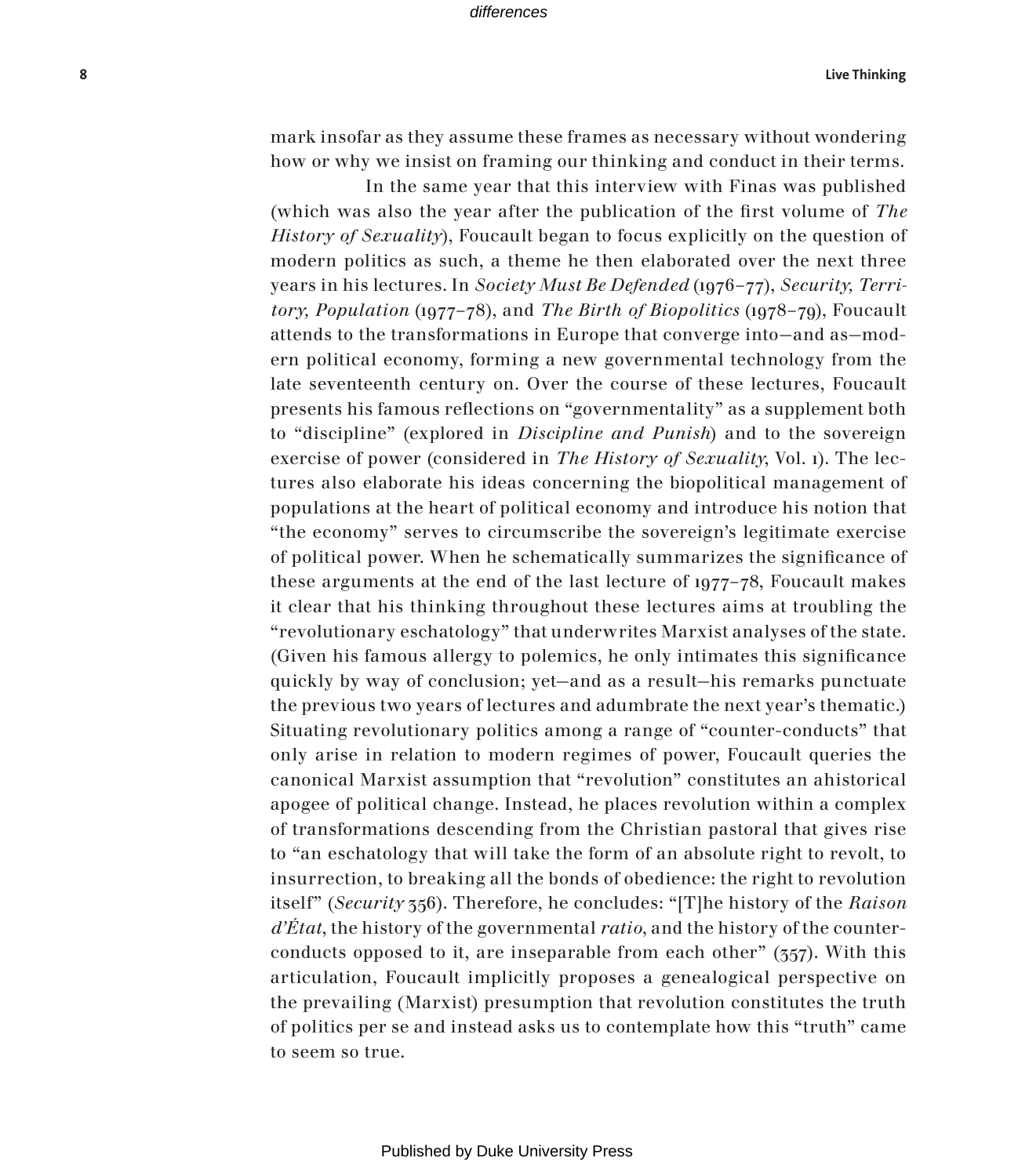mark insofar as they assume these frames as necessary without wondering how or why we insist on framing our thinking and conduct in their terms.

In the same year that this interview with Finas was published (which was also the year after the publication of the first volume of *The History of Sexuality*), Foucault began to focus explicitly on the question of modern politics as such, a theme he then elaborated over the next three years in his lectures. In *Society Must Be Defended* (1976–77), *Security, Territory, Population* (1977–78), and *The Birth of Biopolitics* (1978–79), Foucault attends to the transformations in Europe that converge into—and as—modern political economy, forming a new governmental technology from the late seventeenth century on. Over the course of these lectures, Foucault presents his famous reflections on "governmentality" as a supplement both to "discipline" (explored in *Discipline and Punish*) and to the sovereign exercise of power (considered in *The History of Sexuality*, Vol. 1). The lectures also elaborate his ideas concerning the biopolitical management of populations at the heart of political economy and introduce his notion that "the economy" serves to circumscribe the sovereign's legitimate exercise of political power. When he schematically summarizes the significance of these arguments at the end of the last lecture of 1977–78, Foucault makes it clear that his thinking throughout these lectures aims at troubling the "revolutionary eschatology" that underwrites Marxist analyses of the state. (Given his famous allergy to polemics, he only intimates this significance quickly by way of conclusion; yet—and as a result—his remarks punctuate the previous two years of lectures and adumbrate the next year's thematic.) Situating revolutionary politics among a range of "counter-conducts" that only arise in relation to modern regimes of power, Foucault queries the canonical Marxist assumption that "revolution" constitutes an ahistorical apogee of political change. Instead, he places revolution within a complex of transformations descending from the Christian pastoral that gives rise to "an eschatology that will take the form of an absolute right to revolt, to insurrection, to breaking all the bonds of obedience: the right to revolution itself" (*Security* 356). Therefore, he concludes: "[T]he history of the *Raison d'État*, the history of the governmental *ratio*, and the history of the counter-conducts opposed to it, are inseparable from each other" (357). With this articulation, Foucault implicitly proposes a genealogical perspective on the prevailing (Marxist) presumption that revolution constitutes the truth of politics per se and instead asks us to contemplate how this "truth" came to seem so true.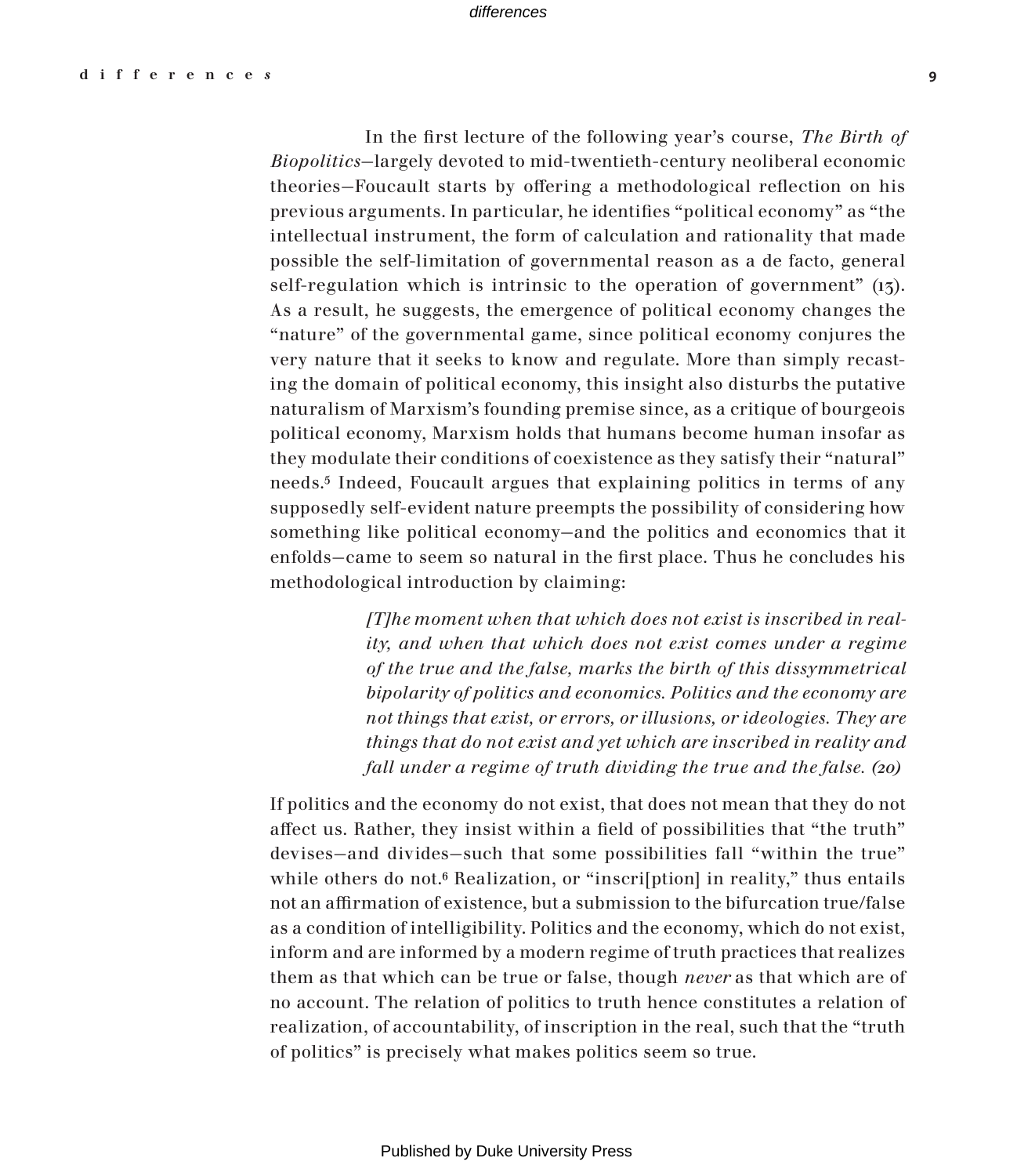In the first lecture of the following year's course, *The Birth of Biopolitics*—largely devoted to mid-twentieth-century neoliberal economic theories—Foucault starts by offering a methodological reflection on his previous arguments. In particular, he identifies "political economy" as "the intellectual instrument, the form of calculation and rationality that made possible the self-limitation of governmental reason as a de facto, general self-regulation which is intrinsic to the operation of government" (13). As a result, he suggests, the emergence of political economy changes the "nature" of the governmental game, since political economy conjures the very nature that it seeks to know and regulate. More than simply recasting the domain of political economy, this insight also disturbs the putative naturalism of Marxism's founding premise since, as a critique of bourgeois political economy, Marxism holds that humans become human insofar as they modulate their conditions of coexistence as they satisfy their "natural" needs.[5] Indeed, Foucault argues that explaining politics in terms of any supposedly self-evident nature preempts the possibility of considering how something like political economy—and the politics and economics that it enfolds—came to seem so natural in the first place. Thus he concludes his methodological introduction by claiming:

> *[T]he moment when that which does not exist is inscribed in reality, and when that which does not exist comes under a regime of the true and the false, marks the birth of this dissymmetrical bipolarity of politics and economics. Politics and the economy are not things that exist, or errors, or illusions, or ideologies. They are things that do not exist and yet which are inscribed in reality and fall under a regime of truth dividing the true and the false. (20)*

If politics and the economy do not exist, that does not mean that they do not affect us. Rather, they insist within a field of possibilities that "the truth" devises—and divides—such that some possibilities fall "within the true" while others do not.[6] Realization, or "inscri[ption] in reality," thus entails not an affirmation of existence, but a submission to the bifurcation true/false as a condition of intelligibility. Politics and the economy, which do not exist, inform and are informed by a modern regime of truth practices that realizes them as that which can be true or false, though *never* as that which are of no account. The relation of politics to truth hence constitutes a relation of realization, of accountability, of inscription in the real, such that the "truth of politics" is precisely what makes politics seem so true.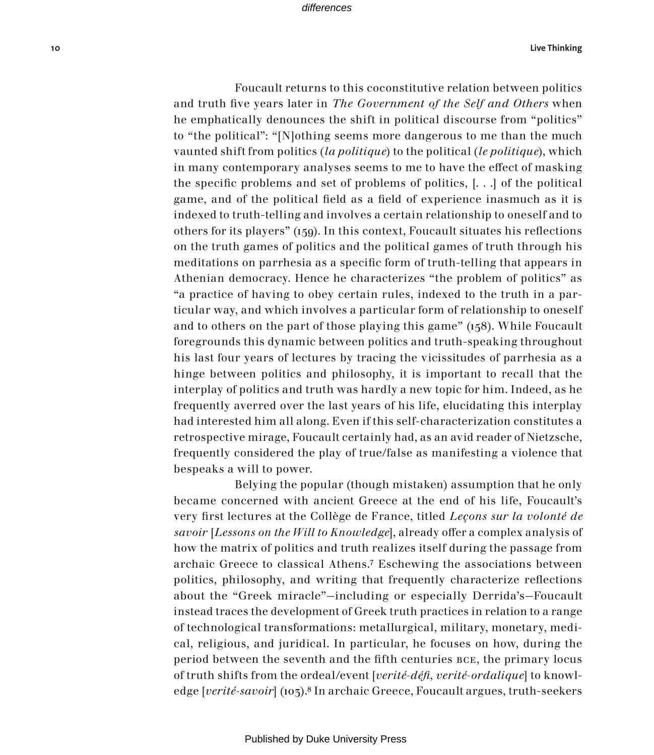Foucault returns to this coconstitutive relation between politics and truth five years later in *The Government of the Self and Others* when he emphatically denounces the shift in political discourse from "politics" to "the political": "[N]othing seems more dangerous to me than the much vaunted shift from politics (*la politique*) to the political (*le politique*), which in many contemporary analyses seems to me to have the effect of masking the specific problems and set of problems of politics, [. . .] of the political game, and of the political field as a field of experience inasmuch as it is indexed to truth-telling and involves a certain relationship to oneself and to others for its players" (159). In this context, Foucault situates his reflections on the truth games of politics and the political games of truth through his meditations on parrhesia as a specific form of truth-telling that appears in Athenian democracy. Hence he characterizes "the problem of politics" as "a practice of having to obey certain rules, indexed to the truth in a particular way, and which involves a particular form of relationship to oneself and to others on the part of those playing this game" (158). While Foucault foregrounds this dynamic between politics and truth-speaking throughout his last four years of lectures by tracing the vicissitudes of parrhesia as a hinge between politics and philosophy, it is important to recall that the interplay of politics and truth was hardly a new topic for him. Indeed, as he frequently averred over the last years of his life, elucidating this interplay had interested him all along. Even if this self-characterization constitutes a retrospective mirage, Foucault certainly had, as an avid reader of Nietzsche, frequently considered the play of true/false as manifesting a violence that bespeaks a will to power.

Belying the popular (though mistaken) assumption that he only became concerned with ancient Greece at the end of his life, Foucault's very first lectures at the Collège de France, titled *Leçons sur la volonté de savoir* [*Lessons on the Will to Knowledge*], already offer a complex analysis of how the matrix of politics and truth realizes itself during the passage from archaic Greece to classical Athens.[7] Eschewing the associations between politics, philosophy, and writing that frequently characterize reflections about the "Greek miracle"—including or especially Derrida's—Foucault instead traces the development of Greek truth practices in relation to a range of technological transformations: metallurgical, military, monetary, medical, religious, and juridical. In particular, he focuses on how, during the period between the seventh and the fifth centuries BCE, the primary locus of truth shifts from the ordeal/event [*verité-défi*, *verité-ordalique*] to knowledge [*verité-savoir*] (103).[8] In archaic Greece, Foucault argues, truth-seekers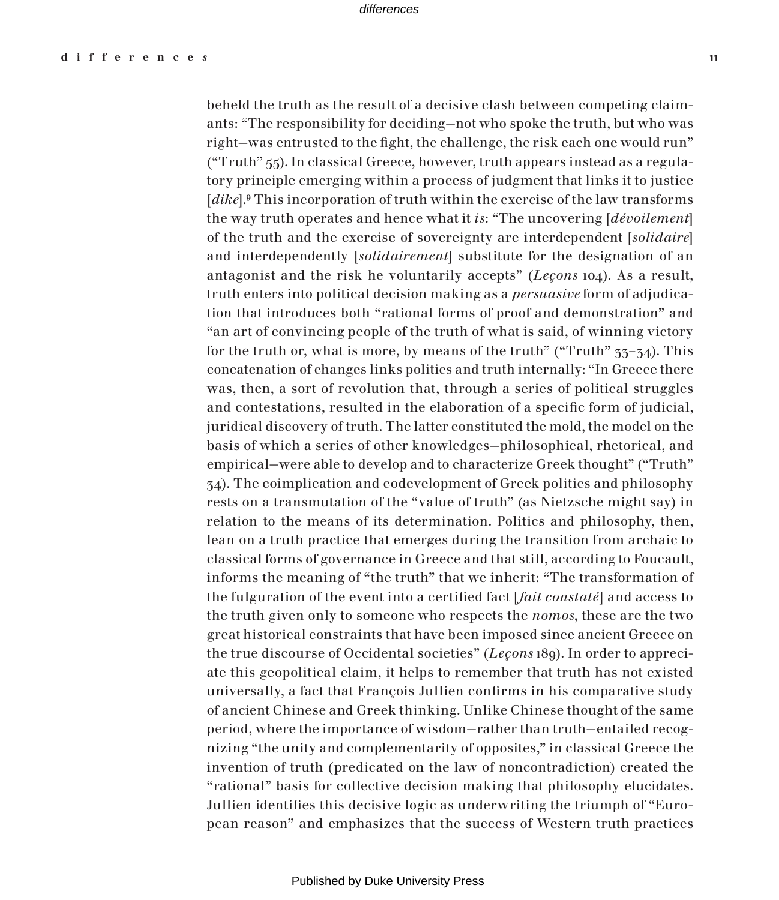beheld the truth as the result of a decisive clash between competing claimants: "The responsibility for deciding—not who spoke the truth, but who was right—was entrusted to the fight, the challenge, the risk each one would run" ("Truth" 55). In classical Greece, however, truth appears instead as a regulatory principle emerging within a process of judgment that links it to justice [*dike*].[9] This incorporation of truth within the exercise of the law transforms the way truth operates and hence what it *is*: "The uncovering [*dévoilement*] of the truth and the exercise of sovereignty are interdependent [*solidaire*] and interdependently [*solidairement*] substitute for the designation of an antagonist and the risk he voluntarily accepts" (*Leçons* 104). As a result, truth enters into political decision making as a *persuasive* form of adjudication that introduces both "rational forms of proof and demonstration" and "an art of convincing people of the truth of what is said, of winning victory for the truth or, what is more, by means of the truth" ("Truth" 33–34). This concatenation of changes links politics and truth internally: "In Greece there was, then, a sort of revolution that, through a series of political struggles and contestations, resulted in the elaboration of a specific form of judicial, juridical discovery of truth. The latter constituted the mold, the model on the basis of which a series of other knowledges—philosophical, rhetorical, and empirical—were able to develop and to characterize Greek thought" ("Truth" 34). The coimplication and codevelopment of Greek politics and philosophy rests on a transmutation of the "value of truth" (as Nietzsche might say) in relation to the means of its determination. Politics and philosophy, then, lean on a truth practice that emerges during the transition from archaic to classical forms of governance in Greece and that still, according to Foucault, informs the meaning of "the truth" that we inherit: "The transformation of the fulguration of the event into a certified fact [*fait constaté*] and access to the truth given only to someone who respects the *nomos*, these are the two great historical constraints that have been imposed since ancient Greece on the true discourse of Occidental societies" (*Leçons* 189). In order to appreciate this geopolitical claim, it helps to remember that truth has not existed universally, a fact that François Jullien confirms in his comparative study of ancient Chinese and Greek thinking. Unlike Chinese thought of the same period, where the importance of wisdom—rather than truth—entailed recognizing "the unity and complementarity of opposites," in classical Greece the invention of truth (predicated on the law of noncontradiction) created the "rational" basis for collective decision making that philosophy elucidates. Jullien identifies this decisive logic as underwriting the triumph of "European reason" and emphasizes that the success of Western truth practices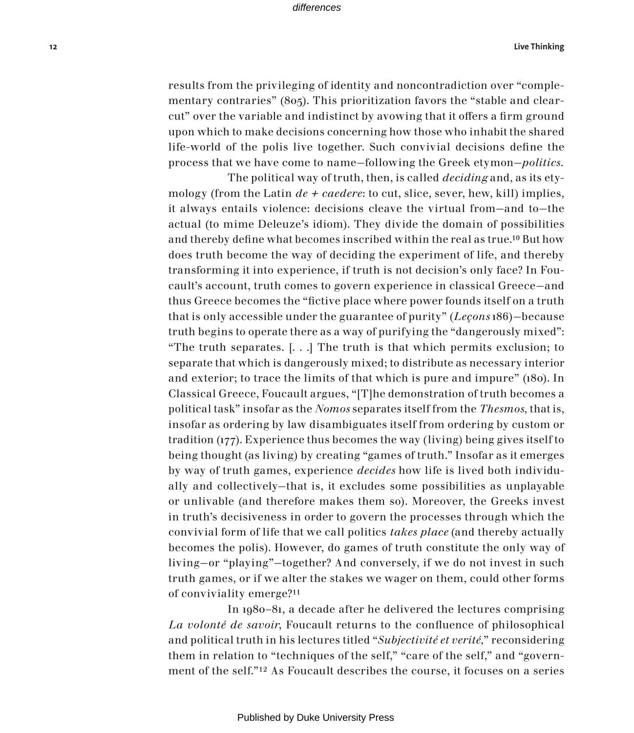results from the privileging of identity and noncontradiction over "complementary contraries" (805). This prioritization favors the "stable and clear-cut" over the variable and indistinct by avowing that it offers a firm ground upon which to make decisions concerning how those who inhabit the shared life-world of the polis live together. Such convivial decisions define the process that we have come to name—following the Greek etymon—*politics*.

The political way of truth, then, is called *deciding* and, as its etymology (from the Latin *de + caedere*: to cut, slice, sever, hew, kill) implies, it always entails violence: decisions cleave the virtual from—and to—the actual (to mime Deleuze's idiom). They divide the domain of possibilities and thereby define what becomes inscribed within the real as true.[10] But how does truth become the way of deciding the experiment of life, and thereby transforming it into experience, if truth is not decision's only face? In Foucault's account, truth comes to govern experience in classical Greece—and thus Greece becomes the "fictive place where power founds itself on a truth that is only accessible under the guarantee of purity" (*Leçons* 186)—because truth begins to operate there as a way of purifying the "dangerously mixed": "The truth separates. [. . .] The truth is that which permits exclusion; to separate that which is dangerously mixed; to distribute as necessary interior and exterior; to trace the limits of that which is pure and impure" (180). In Classical Greece, Foucault argues, "[T]he demonstration of truth becomes a political task" insofar as the *Nomos* separates itself from the *Thesmos*, that is, insofar as ordering by law disambiguates itself from ordering by custom or tradition (177). Experience thus becomes the way (living) being gives itself to being thought (as living) by creating "games of truth." Insofar as it emerges by way of truth games, experience *decides* how life is lived both individually and collectively—that is, it excludes some possibilities as unplayable or unlivable (and therefore makes them so). Moreover, the Greeks invest in truth's decisiveness in order to govern the processes through which the convivial form of life that we call politics *takes place* (and thereby actually becomes the polis). However, do games of truth constitute the only way of living—or "playing"—together? And conversely, if we do not invest in such truth games, or if we alter the stakes we wager on them, could other forms of conviviality emerge?[11]

In 1980–81, a decade after he delivered the lectures comprising *La volonté de savoir*, Foucault returns to the confluence of philosophical and political truth in his lectures titled "*Subjectivité et verité*," reconsidering them in relation to "techniques of the self," "care of the self," and "government of the self."[12] As Foucault describes the course, it focuses on a series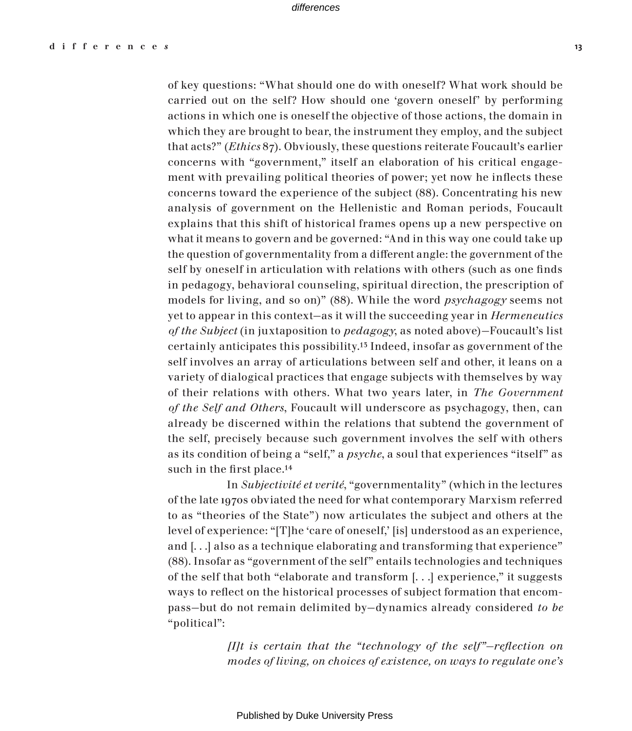of key questions: “What should one do with oneself? What work should be carried out on the self? How should one ‘govern oneself’ by performing actions in which one is oneself the objective of those actions, the domain in which they are brought to bear, the instrument they employ, and the subject that acts?” (*Ethics* 87). Obviously, these questions reiterate Foucault’s earlier concerns with “government,” itself an elaboration of his critical engagement with prevailing political theories of power; yet now he inflects these concerns toward the experience of the subject (88). Concentrating his new analysis of government on the Hellenistic and Roman periods, Foucault explains that this shift of historical frames opens up a new perspective on what it means to govern and be governed: “And in this way one could take up the question of governmentality from a different angle: the government of the self by oneself in articulation with relations with others (such as one finds in pedagogy, behavioral counseling, spiritual direction, the prescription of models for living, and so on)” (88). While the word *psychagogy* seems not yet to appear in this context—as it will the succeeding year in *Hermeneutics of the Subject* (in juxtaposition to *pedagogy*, as noted above)—Foucault’s list certainly anticipates this possibility.[13] Indeed, insofar as government of the self involves an array of articulations between self and other, it leans on a variety of dialogical practices that engage subjects with themselves by way of their relations with others. What two years later, in *The Government of the Self and Others*, Foucault will underscore as psychagogy, then, can already be discerned within the relations that subtend the government of the self, precisely because such government involves the self with others as its condition of being a “self,” a *psyche*, a soul that experiences “itself” as such in the first place.[14]

In *Subjectivité et verité*, “governmentality” (which in the lectures of the late 1970s obviated the need for what contemporary Marxism referred to as “theories of the State”) now articulates the subject and others at the level of experience: “[T]he ‘care of oneself,’ [is] understood as an experience, and [. . .] also as a technique elaborating and transforming that experience” (88). Insofar as “government of the self” entails technologies and techniques of the self that both “elaborate and transform [. . .] experience,” it suggests ways to reflect on the historical processes of subject formation that encompass—but do not remain delimited by—dynamics already considered *to be* “political”:

> *[I]t is certain that the “technology of the self”—reflection on modes of living, on choices of existence, on ways to regulate one’s*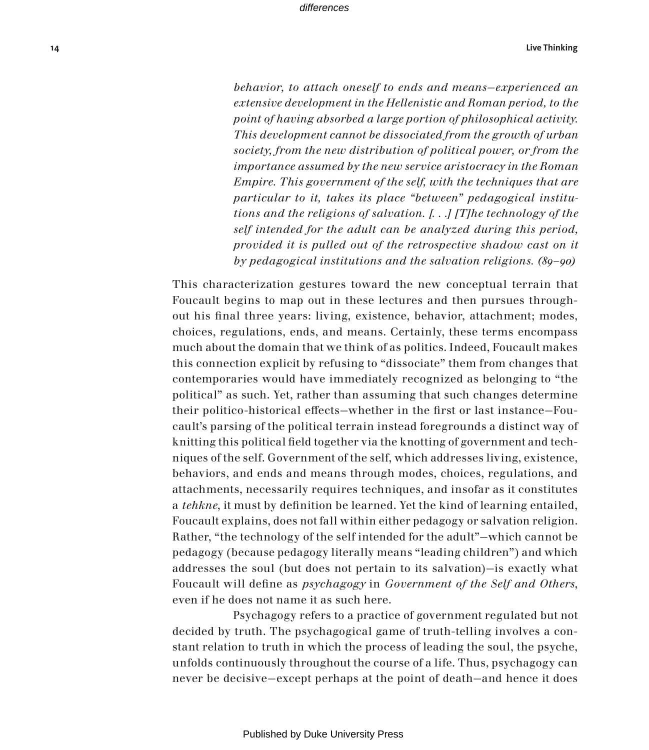> *behavior, to attach oneself to ends and means—experienced an extensive development in the Hellenistic and Roman period, to the point of having absorbed a large portion of philosophical activity. This development cannot be dissociated from the growth of urban society, from the new distribution of political power, or from the importance assumed by the new service aristocracy in the Roman Empire. This government of the self, with the techniques that are particular to it, takes its place "between" pedagogical institutions and the religions of salvation. [. . .] [T]he technology of the self intended for the adult can be analyzed during this period, provided it is pulled out of the retrospective shadow cast on it by pedagogical institutions and the salvation religions. (89–90)*

This characterization gestures toward the new conceptual terrain that Foucault begins to map out in these lectures and then pursues throughout his final three years: living, existence, behavior, attachment; modes, choices, regulations, ends, and means. Certainly, these terms encompass much about the domain that we think of as politics. Indeed, Foucault makes this connection explicit by refusing to "dissociate" them from changes that contemporaries would have immediately recognized as belonging to "the political" as such. Yet, rather than assuming that such changes determine their politico-historical effects—whether in the first or last instance—Foucault's parsing of the political terrain instead foregrounds a distinct way of knitting this political field together via the knotting of government and techniques of the self. Government of the self, which addresses living, existence, behaviors, and ends and means through modes, choices, regulations, and attachments, necessarily requires techniques, and insofar as it constitutes a *tehkne*, it must by definition be learned. Yet the kind of learning entailed, Foucault explains, does not fall within either pedagogy or salvation religion. Rather, "the technology of the self intended for the adult"—which cannot be pedagogy (because pedagogy literally means "leading children") and which addresses the soul (but does not pertain to its salvation)—is exactly what Foucault will define as *psychagogy* in *Government of the Self and Others*, even if he does not name it as such here.

Psychagogy refers to a practice of government regulated but not decided by truth. The psychagogical game of truth-telling involves a constant relation to truth in which the process of leading the soul, the psyche, unfolds continuously throughout the course of a life. Thus, psychagogy can never be decisive—except perhaps at the point of death—and hence it does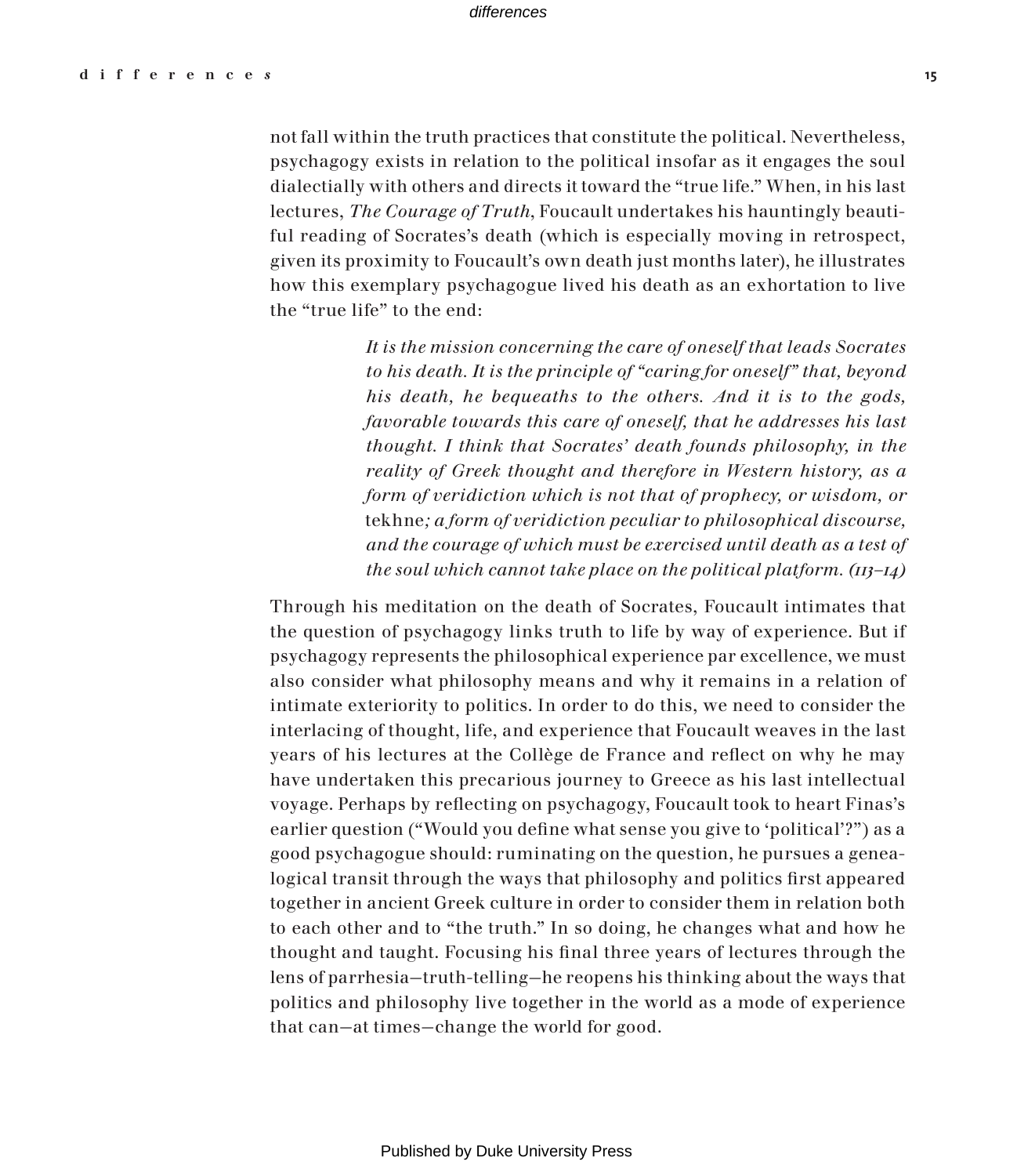not fall within the truth practices that constitute the political. Nevertheless, psychagogy exists in relation to the political insofar as it engages the soul dialectially with others and directs it toward the "true life." When, in his last lectures, *The Courage of Truth*, Foucault undertakes his hauntingly beautiful reading of Socrates's death (which is especially moving in retrospect, given its proximity to Foucault's own death just months later), he illustrates how this exemplary psychagogue lived his death as an exhortation to live the "true life" to the end:

> *It is the mission concerning the care of oneself that leads Socrates to his death. It is the principle of "caring for oneself" that, beyond his death, he bequeaths to the others. And it is to the gods, favorable towards this care of oneself, that he addresses his last thought. I think that Socrates' death founds philosophy, in the reality of Greek thought and therefore in Western history, as a form of veridiction which is not that of prophecy, or wisdom, or* tekhne*; a form of veridiction peculiar to philosophical discourse, and the courage of which must be exercised until death as a test of the soul which cannot take place on the political platform. (113–14)*

Through his meditation on the death of Socrates, Foucault intimates that the question of psychagogy links truth to life by way of experience. But if psychagogy represents the philosophical experience par excellence, we must also consider what philosophy means and why it remains in a relation of intimate exteriority to politics. In order to do this, we need to consider the interlacing of thought, life, and experience that Foucault weaves in the last years of his lectures at the Collège de France and reflect on why he may have undertaken this precarious journey to Greece as his last intellectual voyage. Perhaps by reflecting on psychagogy, Foucault took to heart Finas's earlier question ("Would you define what sense you give to 'political'?") as a good psychagogue should: ruminating on the question, he pursues a genealogical transit through the ways that philosophy and politics first appeared together in ancient Greek culture in order to consider them in relation both to each other and to "the truth." In so doing, he changes what and how he thought and taught. Focusing his final three years of lectures through the lens of parrhesia—truth-telling—he reopens his thinking about the ways that politics and philosophy live together in the world as a mode of experience that can—at times—change the world for good.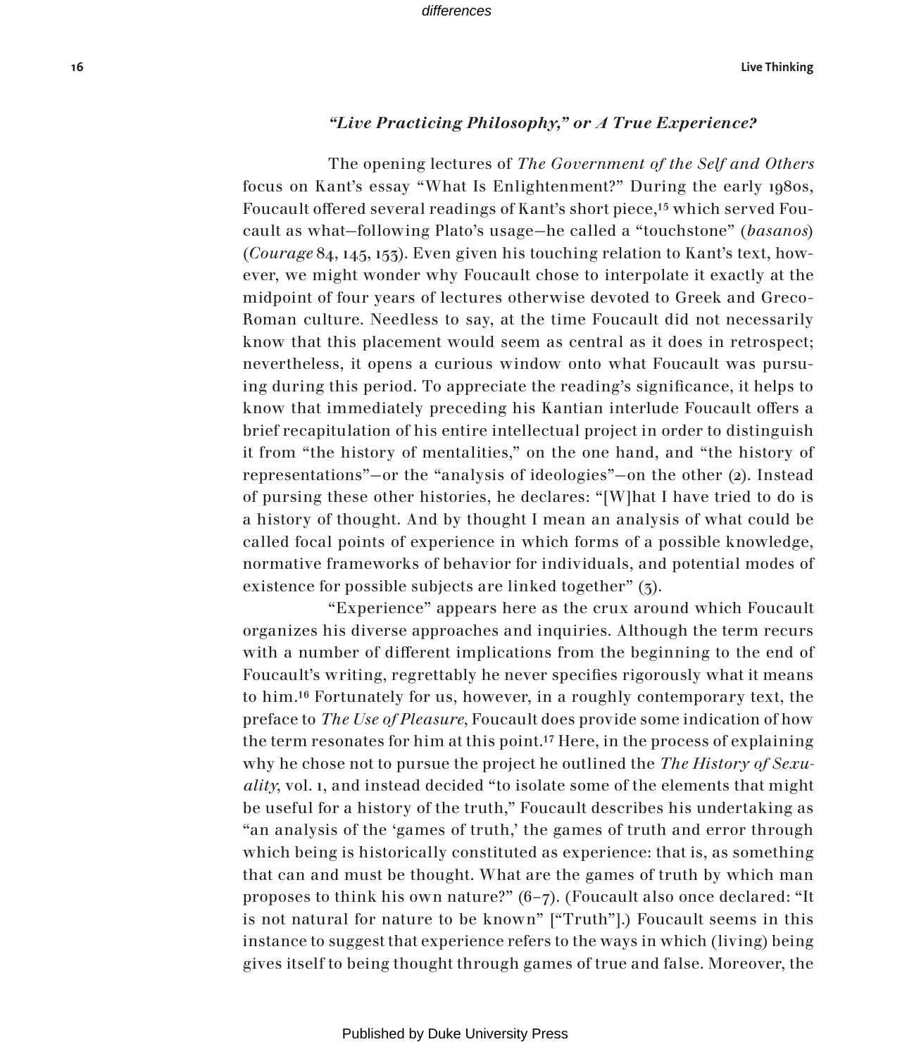### *"Live Practicing Philosophy," or A True Experience?*

The opening lectures of *The Government of the Self and Others* focus on Kant's essay "What Is Enlightenment?" During the early 1980s, Foucault offered several readings of Kant's short piece,[15] which served Foucault as what—following Plato's usage—he called a "touchstone" (*basanos*) (*Courage* 84, 145, 153). Even given his touching relation to Kant's text, however, we might wonder why Foucault chose to interpolate it exactly at the midpoint of four years of lectures otherwise devoted to Greek and Greco-Roman culture. Needless to say, at the time Foucault did not necessarily know that this placement would seem as central as it does in retrospect; nevertheless, it opens a curious window onto what Foucault was pursuing during this period. To appreciate the reading's significance, it helps to know that immediately preceding his Kantian interlude Foucault offers a brief recapitulation of his entire intellectual project in order to distinguish it from "the history of mentalities," on the one hand, and "the history of representations"—or the "analysis of ideologies"—on the other (2). Instead of pursing these other histories, he declares: "[W]hat I have tried to do is a history of thought. And by thought I mean an analysis of what could be called focal points of experience in which forms of a possible knowledge, normative frameworks of behavior for individuals, and potential modes of existence for possible subjects are linked together" (3).

"Experience" appears here as the crux around which Foucault organizes his diverse approaches and inquiries. Although the term recurs with a number of different implications from the beginning to the end of Foucault's writing, regrettably he never specifies rigorously what it means to him.[16] Fortunately for us, however, in a roughly contemporary text, the preface to *The Use of Pleasure*, Foucault does provide some indication of how the term resonates for him at this point.[17] Here, in the process of explaining why he chose not to pursue the project he outlined the *The History of Sexuality*, vol. 1, and instead decided "to isolate some of the elements that might be useful for a history of the truth," Foucault describes his undertaking as "an analysis of the 'games of truth,' the games of truth and error through which being is historically constituted as experience: that is, as something that can and must be thought. What are the games of truth by which man proposes to think his own nature?" (6–7). (Foucault also once declared: "It is not natural for nature to be known" ["Truth"].) Foucault seems in this instance to suggest that experience refers to the ways in which (living) being gives itself to being thought through games of true and false. Moreover, the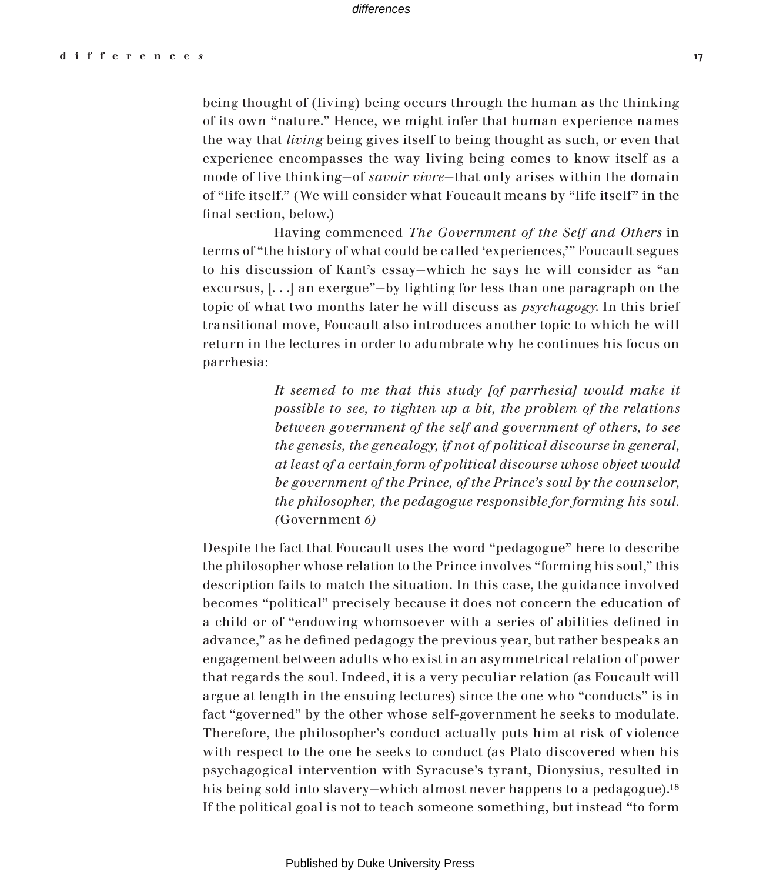being thought of (living) being occurs through the human as the thinking of its own "nature." Hence, we might infer that human experience names the way that *living* being gives itself to being thought as such, or even that experience encompasses the way living being comes to know itself as a mode of live thinking—of *savoir vivre*—that only arises within the domain of "life itself." (We will consider what Foucault means by "life itself" in the final section, below.)

Having commenced *The Government of the Self and Others* in terms of "the history of what could be called 'experiences,'" Foucault segues to his discussion of Kant's essay—which he says he will consider as "an excursus, [. . .] an exergue"—by lighting for less than one paragraph on the topic of what two months later he will discuss as *psychagogy*. In this brief transitional move, Foucault also introduces another topic to which he will return in the lectures in order to adumbrate why he continues his focus on parrhesia:

> *It seemed to me that this study [of parrhesia] would make it possible to see, to tighten up a bit, the problem of the relations between government of the self and government of others, to see the genesis, the genealogy, if not of political discourse in general, at least of a certain form of political discourse whose object would be government of the Prince, of the Prince's soul by the counselor, the philosopher, the pedagogue responsible for forming his soul. (*Government *6)*

Despite the fact that Foucault uses the word "pedagogue" here to describe the philosopher whose relation to the Prince involves "forming his soul," this description fails to match the situation. In this case, the guidance involved becomes "political" precisely because it does not concern the education of a child or of "endowing whomsoever with a series of abilities defined in advance," as he defined pedagogy the previous year, but rather bespeaks an engagement between adults who exist in an asymmetrical relation of power that regards the soul. Indeed, it is a very peculiar relation (as Foucault will argue at length in the ensuing lectures) since the one who "conducts" is in fact "governed" by the other whose self-government he seeks to modulate. Therefore, the philosopher's conduct actually puts him at risk of violence with respect to the one he seeks to conduct (as Plato discovered when his psychagogical intervention with Syracuse's tyrant, Dionysius, resulted in his being sold into slavery—which almost never happens to a pedagogue).[18] If the political goal is not to teach someone something, but instead "to form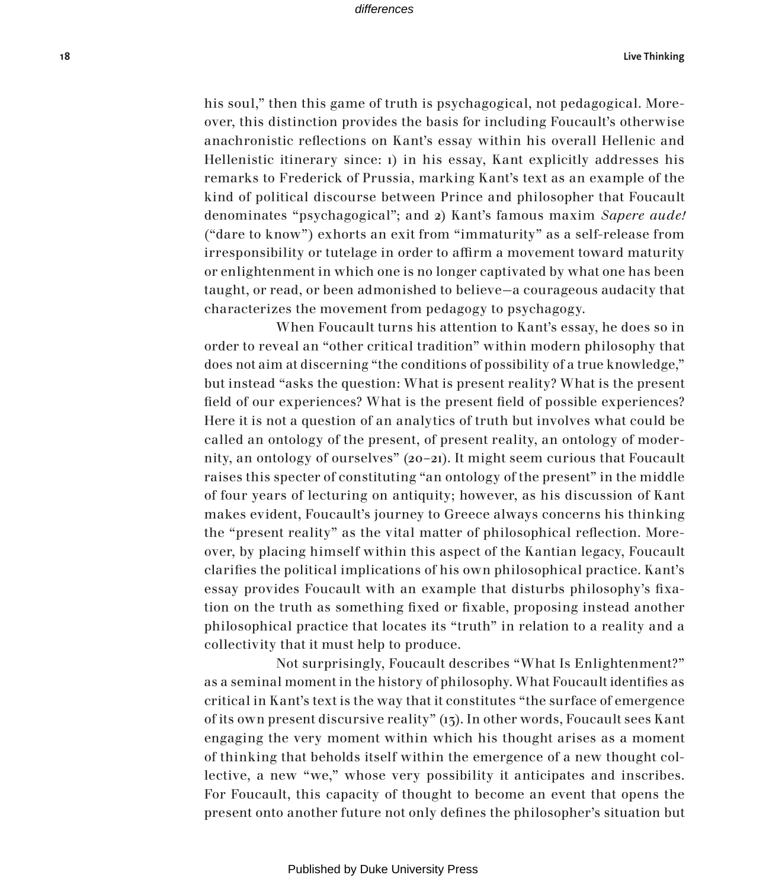his soul," then this game of truth is psychagogical, not pedagogical. Moreover, this distinction provides the basis for including Foucault's otherwise anachronistic reflections on Kant's essay within his overall Hellenic and Hellenistic itinerary since: 1) in his essay, Kant explicitly addresses his remarks to Frederick of Prussia, marking Kant's text as an example of the kind of political discourse between Prince and philosopher that Foucault denominates "psychagogical"; and 2) Kant's famous maxim *Sapere aude!* ("dare to know") exhorts an exit from "immaturity" as a self-release from irresponsibility or tutelage in order to affirm a movement toward maturity or enlightenment in which one is no longer captivated by what one has been taught, or read, or been admonished to believe—a courageous audacity that characterizes the movement from pedagogy to psychagogy.

When Foucault turns his attention to Kant's essay, he does so in order to reveal an "other critical tradition" within modern philosophy that does not aim at discerning "the conditions of possibility of a true knowledge," but instead "asks the question: What is present reality? What is the present field of our experiences? What is the present field of possible experiences? Here it is not a question of an analytics of truth but involves what could be called an ontology of the present, of present reality, an ontology of modernity, an ontology of ourselves" (20–21). It might seem curious that Foucault raises this specter of constituting "an ontology of the present" in the middle of four years of lecturing on antiquity; however, as his discussion of Kant makes evident, Foucault's journey to Greece always concerns his thinking the "present reality" as the vital matter of philosophical reflection. Moreover, by placing himself within this aspect of the Kantian legacy, Foucault clarifies the political implications of his own philosophical practice. Kant's essay provides Foucault with an example that disturbs philosophy's fixation on the truth as something fixed or fixable, proposing instead another philosophical practice that locates its "truth" in relation to a reality and a collectivity that it must help to produce.

Not surprisingly, Foucault describes "What Is Enlightenment?" as a seminal moment in the history of philosophy. What Foucault identifies as critical in Kant's text is the way that it constitutes "the surface of emergence of its own present discursive reality" (13). In other words, Foucault sees Kant engaging the very moment within which his thought arises as a moment of thinking that beholds itself within the emergence of a new thought collective, a new "we," whose very possibility it anticipates and inscribes. For Foucault, this capacity of thought to become an event that opens the present onto another future not only defines the philosopher's situation but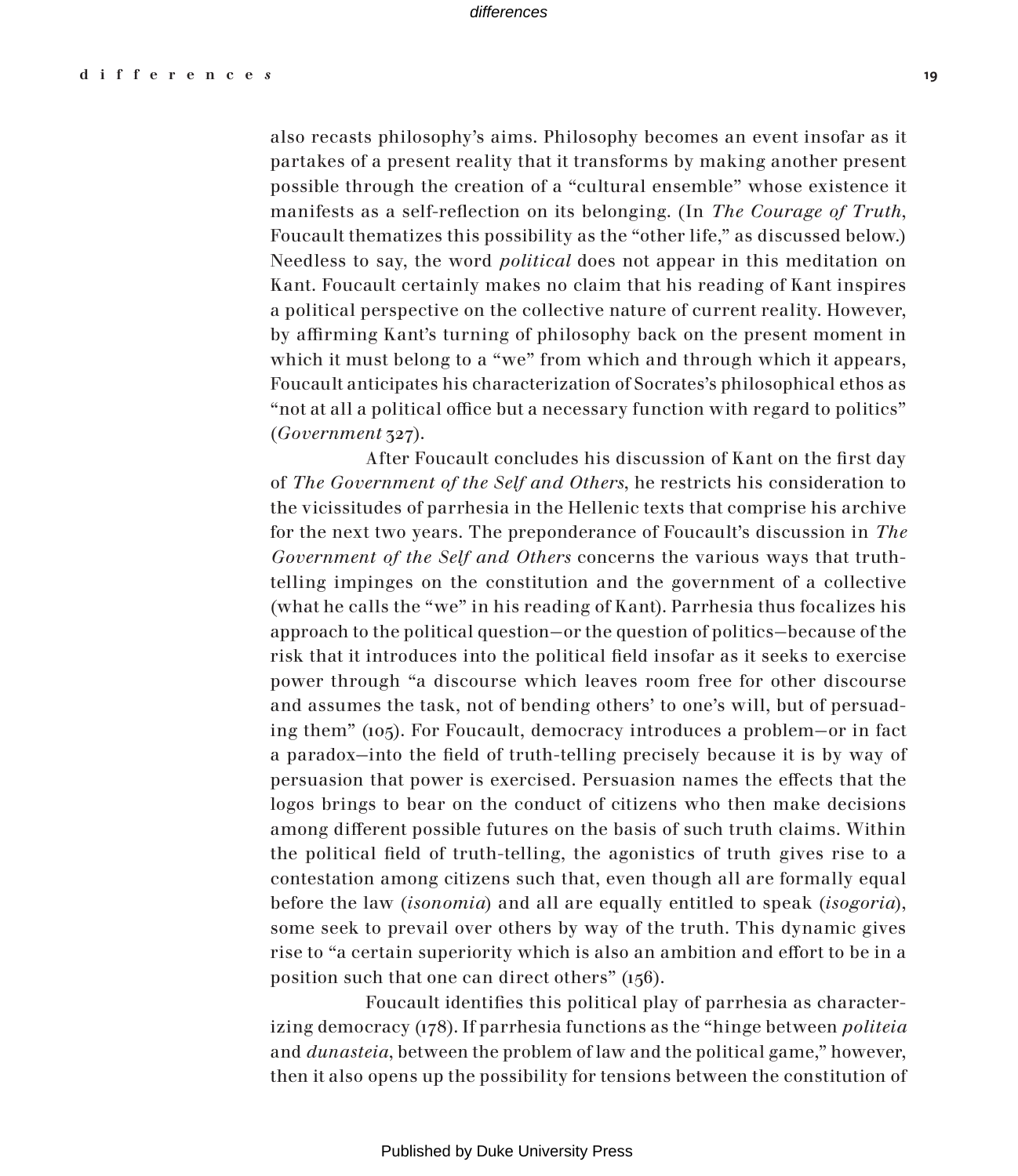also recasts philosophy's aims. Philosophy becomes an event insofar as it partakes of a present reality that it transforms by making another present possible through the creation of a "cultural ensemble" whose existence it manifests as a self-reflection on its belonging. (In *The Courage of Truth*, Foucault thematizes this possibility as the "other life," as discussed below.) Needless to say, the word *political* does not appear in this meditation on Kant. Foucault certainly makes no claim that his reading of Kant inspires a political perspective on the collective nature of current reality. However, by affirming Kant's turning of philosophy back on the present moment in which it must belong to a "we" from which and through which it appears, Foucault anticipates his characterization of Socrates's philosophical ethos as "not at all a political office but a necessary function with regard to politics" (*Government* 327).

After Foucault concludes his discussion of Kant on the first day of *The Government of the Self and Others*, he restricts his consideration to the vicissitudes of parrhesia in the Hellenic texts that comprise his archive for the next two years. The preponderance of Foucault's discussion in *The Government of the Self and Others* concerns the various ways that truth-telling impinges on the constitution and the government of a collective (what he calls the "we" in his reading of Kant). Parrhesia thus focalizes his approach to the political question—or the question of politics—because of the risk that it introduces into the political field insofar as it seeks to exercise power through "a discourse which leaves room free for other discourse and assumes the task, not of bending others' to one's will, but of persuading them" (105). For Foucault, democracy introduces a problem—or in fact a paradox—into the field of truth-telling precisely because it is by way of persuasion that power is exercised. Persuasion names the effects that the logos brings to bear on the conduct of citizens who then make decisions among different possible futures on the basis of such truth claims. Within the political field of truth-telling, the agonistics of truth gives rise to a contestation among citizens such that, even though all are formally equal before the law (*isonomia*) and all are equally entitled to speak (*isogoria*), some seek to prevail over others by way of the truth. This dynamic gives rise to "a certain superiority which is also an ambition and effort to be in a position such that one can direct others" (156).

Foucault identifies this political play of parrhesia as characterizing democracy (178). If parrhesia functions as the "hinge between *politeia* and *dunasteia*, between the problem of law and the political game," however, then it also opens up the possibility for tensions between the constitution of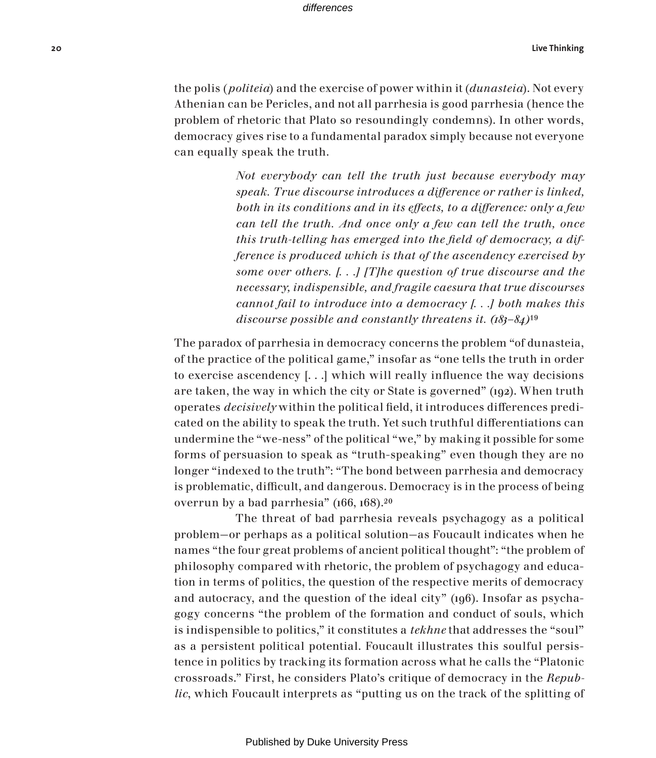the polis (*politeia*) and the exercise of power within it (*dunasteia*). Not every Athenian can be Pericles, and not all parrhesia is good parrhesia (hence the problem of rhetoric that Plato so resoundingly condemns). In other words, democracy gives rise to a fundamental paradox simply because not everyone can equally speak the truth.

> *Not everybody can tell the truth just because everybody may speak. True discourse introduces a difference or rather is linked, both in its conditions and in its effects, to a difference: only a few can tell the truth. And once only a few can tell the truth, once this truth-telling has emerged into the field of democracy, a difference is produced which is that of the ascendency exercised by some over others. [. . .] [T]he question of true discourse and the necessary, indispensable, and fragile caesura that true discourses cannot fail to introduce into a democracy [. . .] both makes this discourse possible and constantly threatens it. (183–84)*[19]

The paradox of parrhesia in democracy concerns the problem "of dunasteia, of the practice of the political game," insofar as "one tells the truth in order to exercise ascendency [. . .] which will really influence the way decisions are taken, the way in which the city or State is governed" (192). When truth operates *decisively* within the political field, it introduces differences predicated on the ability to speak the truth. Yet such truthful differentiations can undermine the "we-ness" of the political "we," by making it possible for some forms of persuasion to speak as "truth-speaking" even though they are no longer "indexed to the truth": "The bond between parrhesia and democracy is problematic, difficult, and dangerous. Democracy is in the process of being overrun by a bad parrhesia" (166, 168).[20]

The threat of bad parrhesia reveals psychagogy as a political problem—or perhaps as a political solution—as Foucault indicates when he names "the four great problems of ancient political thought": "the problem of philosophy compared with rhetoric, the problem of psychagogy and education in terms of politics, the question of the respective merits of democracy and autocracy, and the question of the ideal city" (196). Insofar as psychagogy concerns "the problem of the formation and conduct of souls, which is indispensable to politics," it constitutes a *tekhne* that addresses the "soul" as a persistent political potential. Foucault illustrates this soulful persistence in politics by tracking its formation across what he calls the "Platonic crossroads." First, he considers Plato's critique of democracy in the *Republic*, which Foucault interprets as "putting us on the track of the splitting of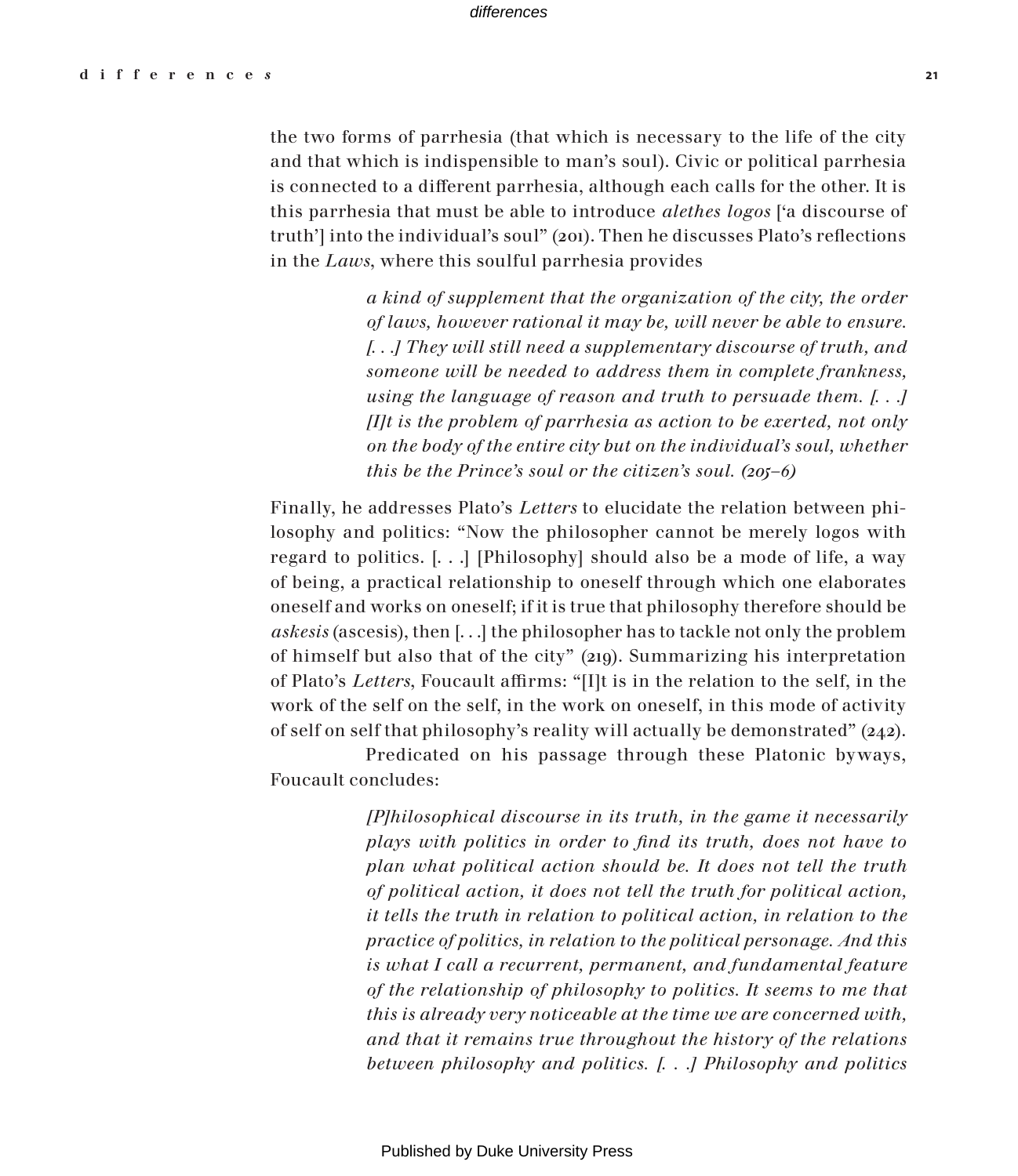the two forms of parrhesia (that which is necessary to the life of the city and that which is indispensible to man's soul). Civic or political parrhesia is connected to a different parrhesia, although each calls for the other. It is this parrhesia that must be able to introduce *alethes logos* ['a discourse of truth'] into the individual's soul" (201). Then he discusses Plato's reflections in the *Laws*, where this soulful parrhesia provides

> *a kind of supplement that the organization of the city, the order of laws, however rational it may be, will never be able to ensure. [. . .] They will still need a supplementary discourse of truth, and someone will be needed to address them in complete frankness, using the language of reason and truth to persuade them. [. . .] [I]t is the problem of parrhesia as action to be exerted, not only on the body of the entire city but on the individual's soul, whether this be the Prince's soul or the citizen's soul. (205–6)*

Finally, he addresses Plato's *Letters* to elucidate the relation between philosophy and politics: "Now the philosopher cannot be merely logos with regard to politics. [. . .] [Philosophy] should also be a mode of life, a way of being, a practical relationship to oneself through which one elaborates oneself and works on oneself; if it is true that philosophy therefore should be *askesis* (ascesis), then [. . .] the philosopher has to tackle not only the problem of himself but also that of the city" (219). Summarizing his interpretation of Plato's *Letters*, Foucault affirms: "[I]t is in the relation to the self, in the work of the self on the self, in the work on oneself, in this mode of activity of self on self that philosophy's reality will actually be demonstrated" (242).

Predicated on his passage through these Platonic byways, Foucault concludes:

> *[P]hilosophical discourse in its truth, in the game it necessarily plays with politics in order to find its truth, does not have to plan what political action should be. It does not tell the truth of political action, it does not tell the truth for political action, it tells the truth in relation to political action, in relation to the practice of politics, in relation to the political personage. And this is what I call a recurrent, permanent, and fundamental feature of the relationship of philosophy to politics. It seems to me that this is already very noticeable at the time we are concerned with, and that it remains true throughout the history of the relations between philosophy and politics. [. . .] Philosophy and politics*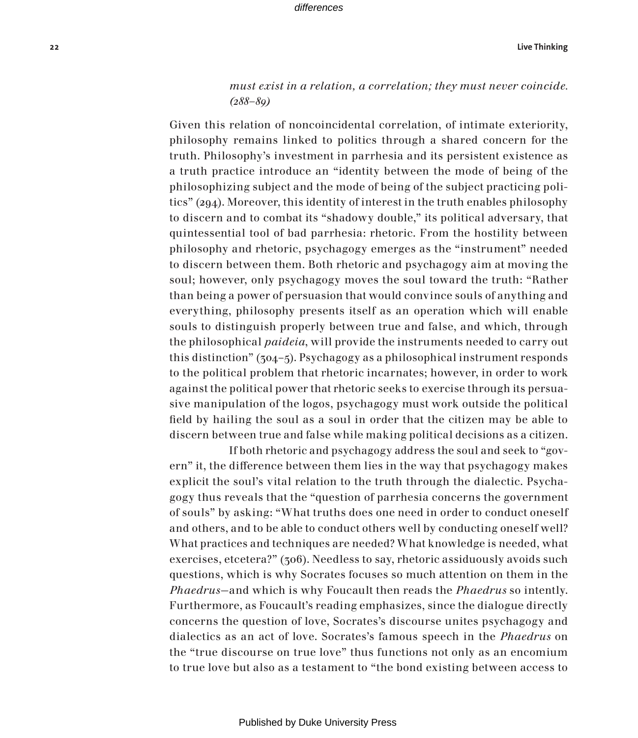*must exist in a relation, a correlation; they must never coincide. (288–89)*

Given this relation of noncoincidental correlation, of intimate exteriority, philosophy remains linked to politics through a shared concern for the truth. Philosophy's investment in parrhesia and its persistent existence as a truth practice introduce an "identity between the mode of being of the philosophizing subject and the mode of being of the subject practicing politics" (294). Moreover, this identity of interest in the truth enables philosophy to discern and to combat its "shadowy double," its political adversary, that quintessential tool of bad parrhesia: rhetoric. From the hostility between philosophy and rhetoric, psychagogy emerges as the "instrument" needed to discern between them. Both rhetoric and psychagogy aim at moving the soul; however, only psychagogy moves the soul toward the truth: "Rather than being a power of persuasion that would convince souls of anything and everything, philosophy presents itself as an operation which will enable souls to distinguish properly between true and false, and which, through the philosophical *paideia*, will provide the instruments needed to carry out this distinction" (304–5). Psychagogy as a philosophical instrument responds to the political problem that rhetoric incarnates; however, in order to work against the political power that rhetoric seeks to exercise through its persuasive manipulation of the logos, psychagogy must work outside the political field by hailing the soul as a soul in order that the citizen may be able to discern between true and false while making political decisions as a citizen.

If both rhetoric and psychagogy address the soul and seek to "govern" it, the difference between them lies in the way that psychagogy makes explicit the soul's vital relation to the truth through the dialectic. Psychagogy thus reveals that the "question of parrhesia concerns the government of souls" by asking: "What truths does one need in order to conduct oneself and others, and to be able to conduct others well by conducting oneself well? What practices and techniques are needed? What knowledge is needed, what exercises, etcetera?" (306). Needless to say, rhetoric assiduously avoids such questions, which is why Socrates focuses so much attention on them in the *Phaedrus*—and which is why Foucault then reads the *Phaedrus* so intently. Furthermore, as Foucault's reading emphasizes, since the dialogue directly concerns the question of love, Socrates's discourse unites psychagogy and dialectics as an act of love. Socrates's famous speech in the *Phaedrus* on the "true discourse on true love" thus functions not only as an encomium to true love but also as a testament to "the bond existing between access to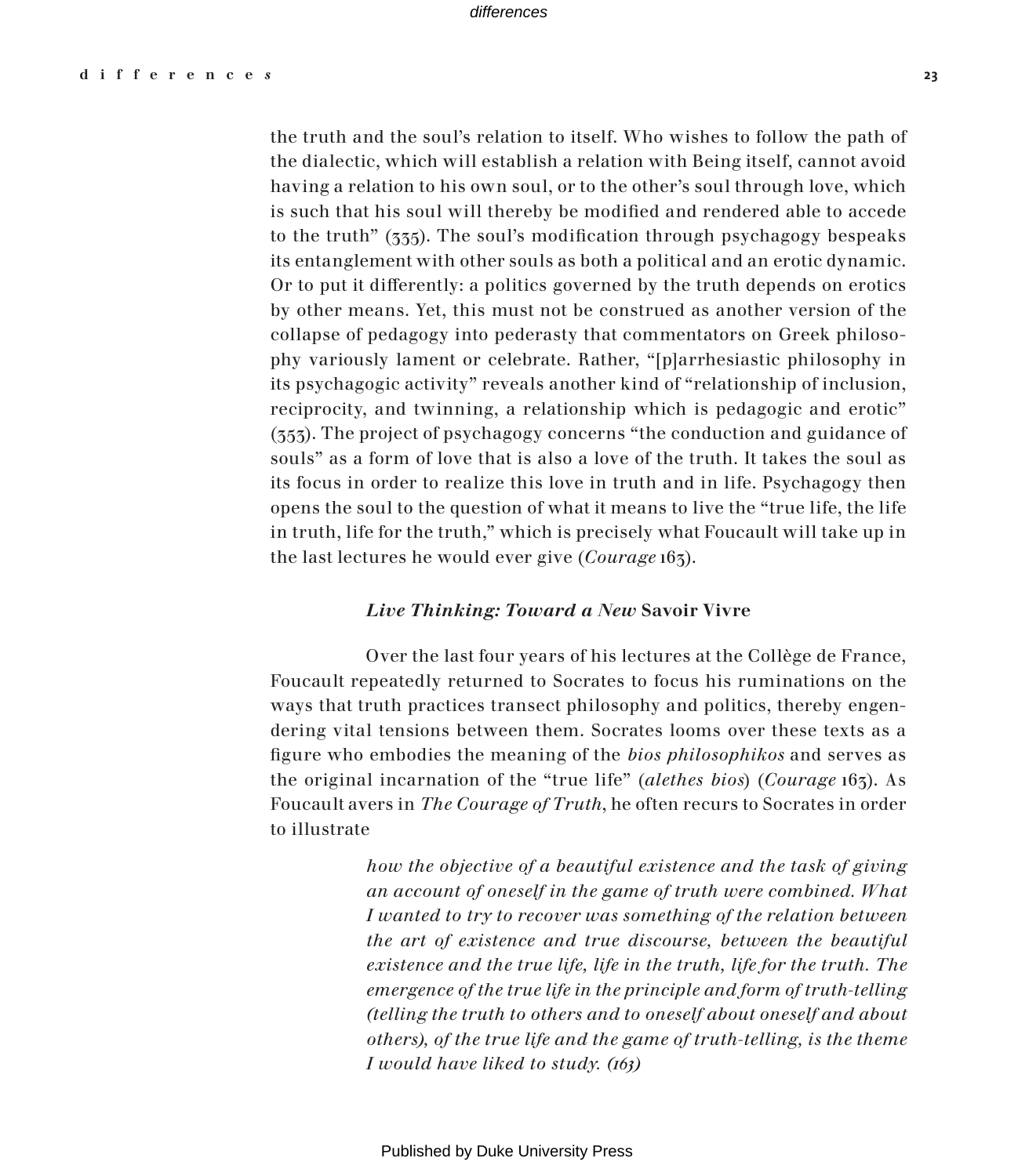the truth and the soul's relation to itself. Who wishes to follow the path of the dialectic, which will establish a relation with Being itself, cannot avoid having a relation to his own soul, or to the other's soul through love, which is such that his soul will thereby be modified and rendered able to accede to the truth" (335). The soul's modification through psychagogy bespeaks its entanglement with other souls as both a political and an erotic dynamic. Or to put it differently: a politics governed by the truth depends on erotics by other means. Yet, this must not be construed as another version of the collapse of pedagogy into pederasty that commentators on Greek philosophy variously lament or celebrate. Rather, "[p]arrhesiastic philosophy in its psychagogic activity" reveals another kind of "relationship of inclusion, reciprocity, and twinning, a relationship which is pedagogic and erotic" (353). The project of psychagogy concerns "the conduction and guidance of souls" as a form of love that is also a love of the truth. It takes the soul as its focus in order to realize this love in truth and in life. Psychagogy then opens the soul to the question of what it means to live the "true life, the life in truth, life for the truth," which is precisely what Foucault will take up in the last lectures he would ever give (*Courage* 163).

## *Live Thinking: Toward a New* Savoir Vivre

Over the last four years of his lectures at the Collège de France, Foucault repeatedly returned to Socrates to focus his ruminations on the ways that truth practices transect philosophy and politics, thereby engendering vital tensions between them. Socrates looms over these texts as a figure who embodies the meaning of the *bios philosophikos* and serves as the original incarnation of the "true life" (*alethes bios*) (*Courage* 163). As Foucault avers in *The Courage of Truth*, he often recurs to Socrates in order to illustrate

> *how the objective of a beautiful existence and the task of giving an account of oneself in the game of truth were combined. What I wanted to try to recover was something of the relation between the art of existence and true discourse, between the beautiful existence and the true life, life in the truth, life for the truth. The emergence of the true life in the principle and form of truth-telling (telling the truth to others and to oneself about oneself and about others), of the true life and the game of truth-telling, is the theme I would have liked to study. (163)*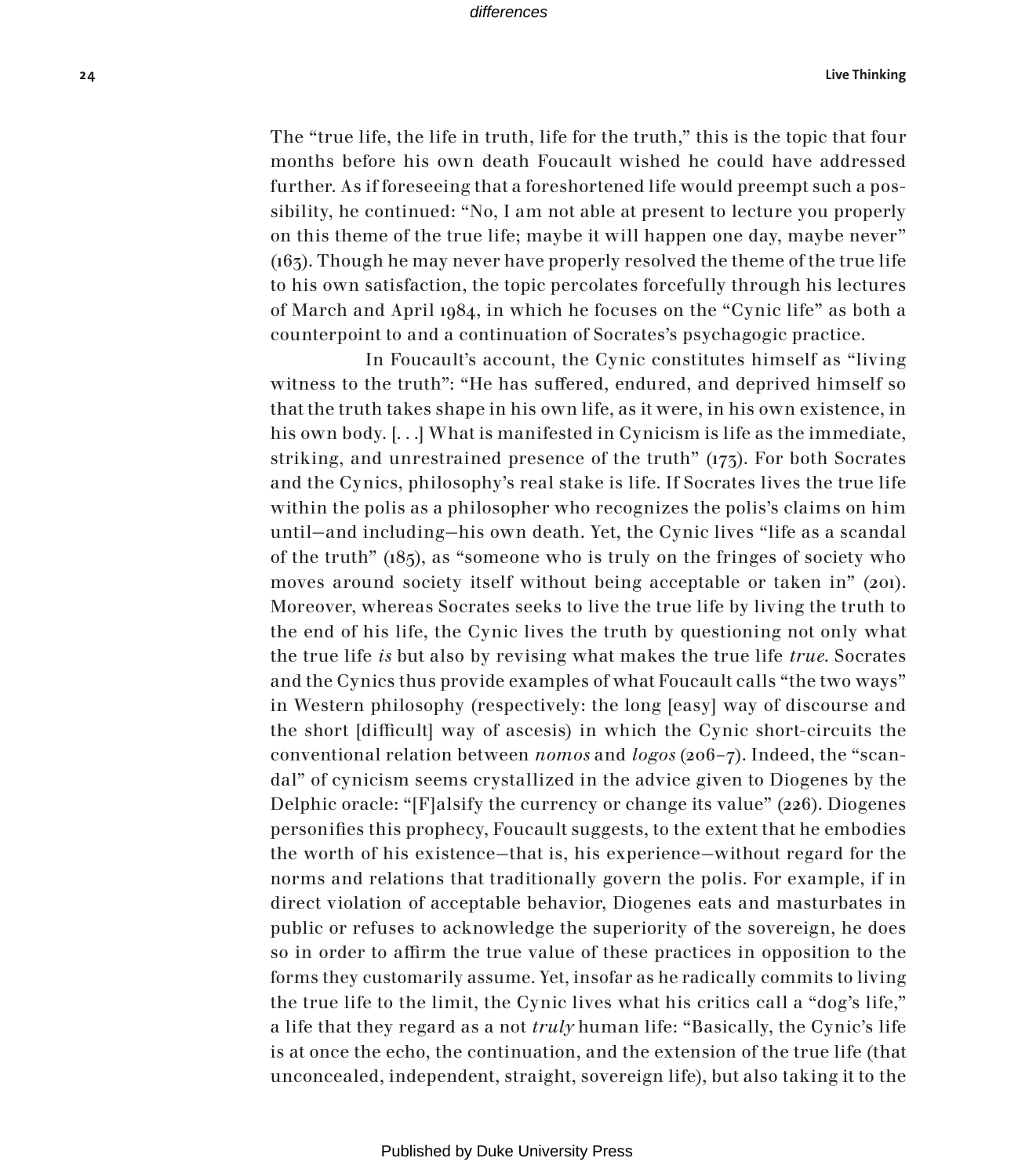The "true life, the life in truth, life for the truth," this is the topic that four months before his own death Foucault wished he could have addressed further. As if foreseeing that a foreshortened life would preempt such a possibility, he continued: "No, I am not able at present to lecture you properly on this theme of the true life; maybe it will happen one day, maybe never" (163). Though he may never have properly resolved the theme of the true life to his own satisfaction, the topic percolates forcefully through his lectures of March and April 1984, in which he focuses on the "Cynic life" as both a counterpoint to and a continuation of Socrates's psychagogic practice.

In Foucault's account, the Cynic constitutes himself as "living witness to the truth": "He has suffered, endured, and deprived himself so that the truth takes shape in his own life, as it were, in his own existence, in his own body. [. . .] What is manifested in Cynicism is life as the immediate, striking, and unrestrained presence of the truth" (173). For both Socrates and the Cynics, philosophy's real stake is life. If Socrates lives the true life within the polis as a philosopher who recognizes the polis's claims on him until—and including—his own death. Yet, the Cynic lives "life as a scandal of the truth" (185), as "someone who is truly on the fringes of society who moves around society itself without being acceptable or taken in" (201). Moreover, whereas Socrates seeks to live the true life by living the truth to the end of his life, the Cynic lives the truth by questioning not only what the true life *is* but also by revising what makes the true life *true*. Socrates and the Cynics thus provide examples of what Foucault calls "the two ways" in Western philosophy (respectively: the long [easy] way of discourse and the short [difficult] way of ascesis) in which the Cynic short-circuits the conventional relation between *nomos* and *logos* (206–7). Indeed, the "scandal" of cynicism seems crystallized in the advice given to Diogenes by the Delphic oracle: "[F]alsify the currency or change its value" (226). Diogenes personifies this prophecy, Foucault suggests, to the extent that he embodies the worth of his existence—that is, his experience—without regard for the norms and relations that traditionally govern the polis. For example, if in direct violation of acceptable behavior, Diogenes eats and masturbates in public or refuses to acknowledge the superiority of the sovereign, he does so in order to affirm the true value of these practices in opposition to the forms they customarily assume. Yet, insofar as he radically commits to living the true life to the limit, the Cynic lives what his critics call a "dog's life," a life that they regard as a not *truly* human life: "Basically, the Cynic's life is at once the echo, the continuation, and the extension of the true life (that unconcealed, independent, straight, sovereign life), but also taking it to the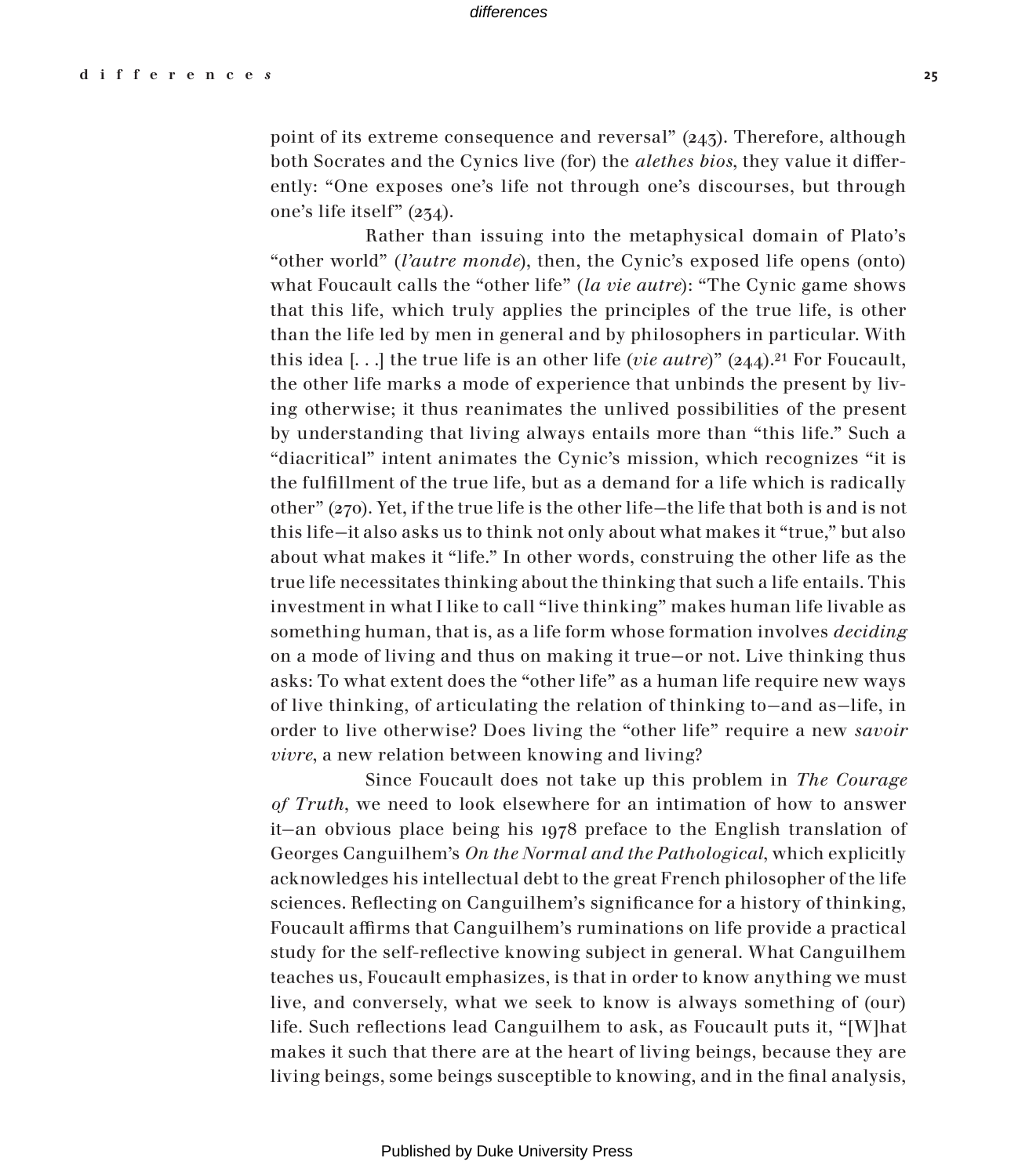point of its extreme consequence and reversal" (243). Therefore, although both Socrates and the Cynics live (for) the *alethes bios*, they value it differently: "One exposes one's life not through one's discourses, but through one's life itself" (234).

Rather than issuing into the metaphysical domain of Plato's "other world" (*l'autre monde*), then, the Cynic's exposed life opens (onto) what Foucault calls the "other life" (*la vie autre*): "The Cynic game shows that this life, which truly applies the principles of the true life, is other than the life led by men in general and by philosophers in particular. With this idea [. . .] the true life is an other life (*vie autre*)" (244).[21] For Foucault, the other life marks a mode of experience that unbinds the present by living otherwise; it thus reanimates the unlived possibilities of the present by understanding that living always entails more than "this life." Such a "diacritical" intent animates the Cynic's mission, which recognizes "it is the fulfillment of the true life, but as a demand for a life which is radically other" (270). Yet, if the true life is the other life—the life that both is and is not this life—it also asks us to think not only about what makes it "true," but also about what makes it "life." In other words, construing the other life as the true life necessitates thinking about the thinking that such a life entails. This investment in what I like to call "live thinking" makes human life livable as something human, that is, as a life form whose formation involves *deciding* on a mode of living and thus on making it true—or not. Live thinking thus asks: To what extent does the "other life" as a human life require new ways of live thinking, of articulating the relation of thinking to—and as—life, in order to live otherwise? Does living the "other life" require a new *savoir vivre*, a new relation between knowing and living?

Since Foucault does not take up this problem in *The Courage of Truth*, we need to look elsewhere for an intimation of how to answer it—an obvious place being his 1978 preface to the English translation of Georges Canguilhem's *On the Normal and the Pathological*, which explicitly acknowledges his intellectual debt to the great French philosopher of the life sciences. Reflecting on Canguilhem's significance for a history of thinking, Foucault affirms that Canguilhem's ruminations on life provide a practical study for the self-reflective knowing subject in general. What Canguilhem teaches us, Foucault emphasizes, is that in order to know anything we must live, and conversely, what we seek to know is always something of (our) life. Such reflections lead Canguilhem to ask, as Foucault puts it, "[W]hat makes it such that there are at the heart of living beings, because they are living beings, some beings susceptible to knowing, and in the final analysis,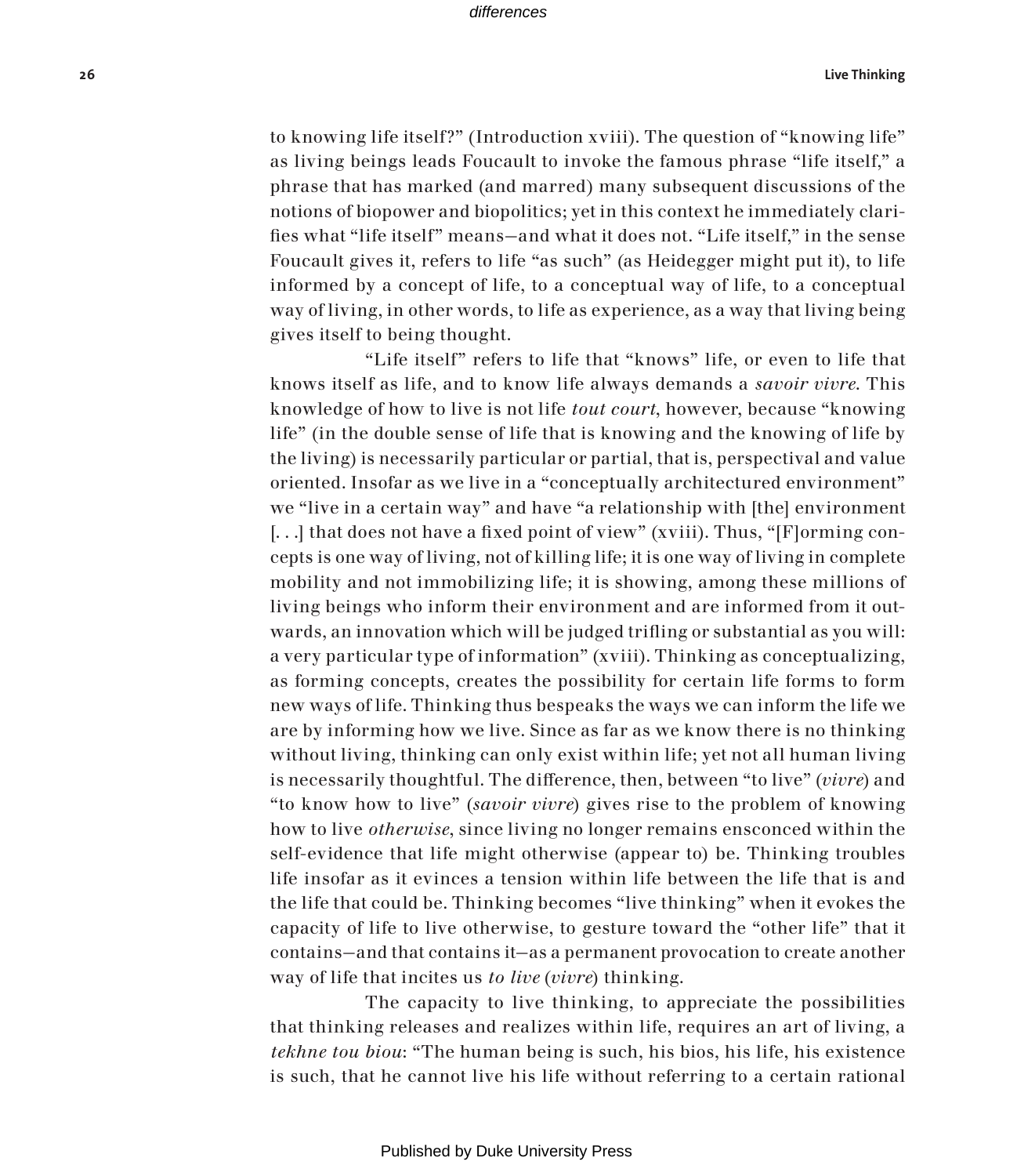to knowing life itself?" (Introduction xviii). The question of "knowing life" as living beings leads Foucault to invoke the famous phrase "life itself," a phrase that has marked (and marred) many subsequent discussions of the notions of biopower and biopolitics; yet in this context he immediately clarifies what "life itself" means—and what it does not. "Life itself," in the sense Foucault gives it, refers to life "as such" (as Heidegger might put it), to life informed by a concept of life, to a conceptual way of life, to a conceptual way of living, in other words, to life as experience, as a way that living being gives itself to being thought.

"Life itself" refers to life that "knows" life, or even to life that knows itself as life, and to know life always demands a *savoir vivre*. This knowledge of how to live is not life *tout court*, however, because "knowing life" (in the double sense of life that is knowing and the knowing of life by the living) is necessarily particular or partial, that is, perspectival and value oriented. Insofar as we live in a "conceptually architectured environment" we "live in a certain way" and have "a relationship with [the] environment [. . .] that does not have a fixed point of view" (xviii). Thus, "[F]orming concepts is one way of living, not of killing life; it is one way of living in complete mobility and not immobilizing life; it is showing, among these millions of living beings who inform their environment and are informed from it outwards, an innovation which will be judged trifling or substantial as you will: a very particular type of information" (xviii). Thinking as conceptualizing, as forming concepts, creates the possibility for certain life forms to form new ways of life. Thinking thus bespeaks the ways we can inform the life we are by informing how we live. Since as far as we know there is no thinking without living, thinking can only exist within life; yet not all human living is necessarily thoughtful. The difference, then, between "to live" (*vivre*) and "to know how to live" (*savoir vivre*) gives rise to the problem of knowing how to live *otherwise*, since living no longer remains ensconced within the self-evidence that life might otherwise (appear to) be. Thinking troubles life insofar as it evinces a tension within life between the life that is and the life that could be. Thinking becomes "live thinking" when it evokes the capacity of life to live otherwise, to gesture toward the "other life" that it contains—and that contains it—as a permanent provocation to create another way of life that incites us *to live* (*vivre*) thinking.

The capacity to live thinking, to appreciate the possibilities that thinking releases and realizes within life, requires an art of living, a *tekhne tou biou*: "The human being is such, his bios, his life, his existence is such, that he cannot live his life without referring to a certain rational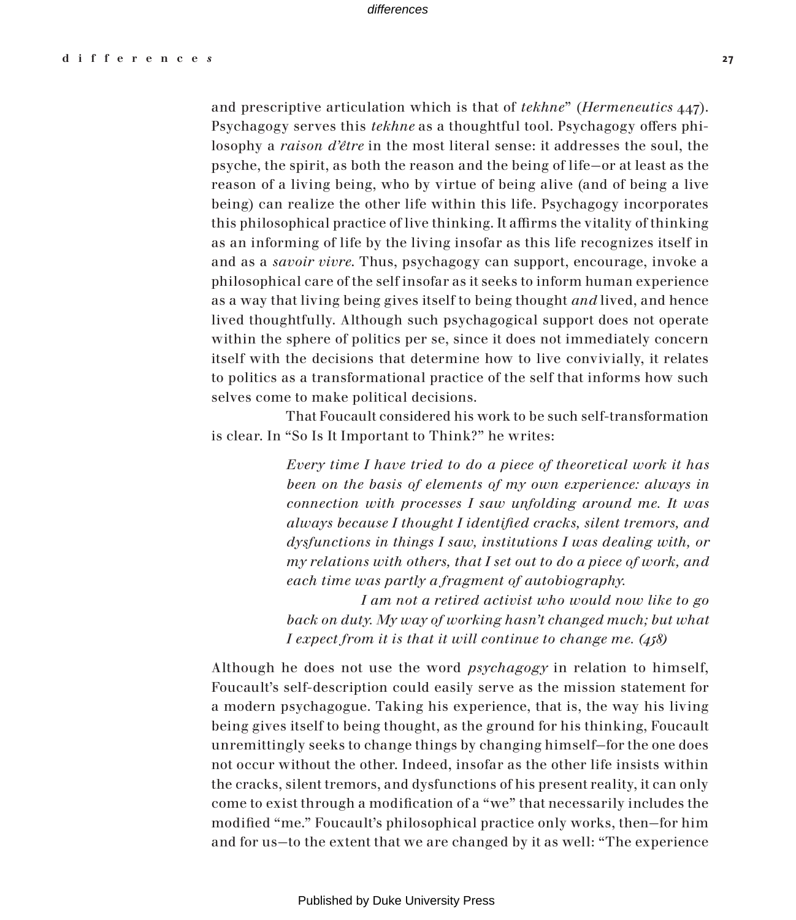and prescriptive articulation which is that of *tekhne*" (*Hermeneutics* 447). Psychagogy serves this *tekhne* as a thoughtful tool. Psychagogy offers philosophy a *raison d'être* in the most literal sense: it addresses the soul, the psyche, the spirit, as both the reason and the being of life—or at least as the reason of a living being, who by virtue of being alive (and of being a live being) can realize the other life within this life. Psychagogy incorporates this philosophical practice of live thinking. It affirms the vitality of thinking as an informing of life by the living insofar as this life recognizes itself in and as a *savoir vivre*. Thus, psychagogy can support, encourage, invoke a philosophical care of the self insofar as it seeks to inform human experience as a way that living being gives itself to being thought *and* lived, and hence lived thoughtfully. Although such psychagogical support does not operate within the sphere of politics per se, since it does not immediately concern itself with the decisions that determine how to live convivially, it relates to politics as a transformational practice of the self that informs how such selves come to make political decisions.

That Foucault considered his work to be such self-transformation is clear. In "So Is It Important to Think?" he writes:

> *Every time I have tried to do a piece of theoretical work it has been on the basis of elements of my own experience: always in connection with processes I saw unfolding around me. It was always because I thought I identified cracks, silent tremors, and dysfunctions in things I saw, institutions I was dealing with, or my relations with others, that I set out to do a piece of work, and each time was partly a fragment of autobiography.*
>
> *I am not a retired activist who would now like to go back on duty. My way of working hasn't changed much; but what I expect from it is that it will continue to change me. (458)*

Although he does not use the word *psychagogy* in relation to himself, Foucault's self-description could easily serve as the mission statement for a modern psychagogue. Taking his experience, that is, the way his living being gives itself to being thought, as the ground for his thinking, Foucault unremittingly seeks to change things by changing himself—for the one does not occur without the other. Indeed, insofar as the other life insists within the cracks, silent tremors, and dysfunctions of his present reality, it can only come to exist through a modification of a "we" that necessarily includes the modified "me." Foucault's philosophical practice only works, then—for him and for us—to the extent that we are changed by it as well: "The experience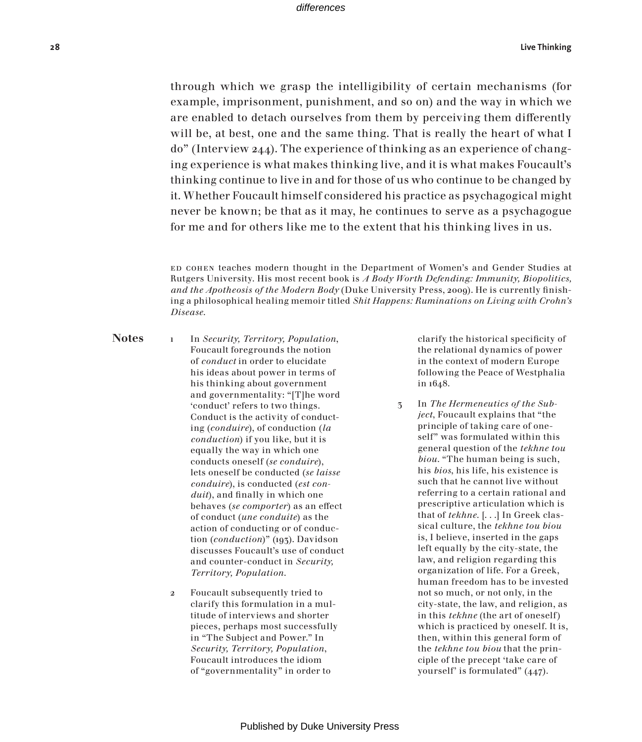through which we grasp the intelligibility of certain mechanisms (for example, imprisonment, punishment, and so on) and the way in which we are enabled to detach ourselves from them by perceiving them differently will be, at best, one and the same thing. That is really the heart of what I do" (Interview 244). The experience of thinking as an experience of changing experience is what makes thinking live, and it is what makes Foucault's thinking continue to live in and for those of us who continue to be changed by it. Whether Foucault himself considered his practice as psychagogical might never be known; be that as it may, he continues to serve as a psychagogue for me and for others like me to the extent that his thinking lives in us.

ED COHEN teaches modern thought in the Department of Women's and Gender Studies at Rutgers University. His most recent book is *A Body Worth Defending: Immunity, Biopolitics, and the Apotheosis of the Modern Body* (Duke University Press, 2009). He is currently finishing a philosophical healing memoir titled *Shit Happens: Ruminations on Living with Crohn's Disease*.

## Notes

1. In *Security, Territory, Population*, Foucault foregrounds the notion of *conduct* in order to elucidate his ideas about power in terms of his thinking about government and governmentality: "[T]he word 'conduct' refers to two things. Conduct is the activity of conducting (*conduire*), of conduction (*la conduction*) if you like, but it is equally the way in which one conducts oneself (*se conduire*), lets oneself be conducted (*se laisse conduire*), is conducted (*est conduit*), and finally in which one behaves (*se comporter*) as an effect of conduct (*une conduite*) as the action of conducting or of conduction (*conduction*)" (193). Davidson discusses Foucault's use of conduct and counter-conduct in *Security, Territory, Population*.

2. Foucault subsequently tried to clarify this formulation in a multitude of interviews and shorter pieces, perhaps most successfully in "The Subject and Power." In *Security, Territory, Population*, Foucault introduces the idiom of "governmentality" in order to clarify the historical specificity of the relational dynamics of power in the context of modern Europe following the Peace of Westphalia in 1648.

3. In *The Hermeneutics of the Subject*, Foucault explains that "the principle of taking care of oneself" was formulated within this general question of the *tekhne tou biou*. "The human being is such, his *bios*, his life, his existence is such that he cannot live without referring to a certain rational and prescriptive articulation which is that of *tekhne*. [. . .] In Greek classical culture, the *tekhne tou biou* is, I believe, inserted in the gaps left equally by the city-state, the law, and religion regarding this organization of life. For a Greek, human freedom has to be invested not so much, or not only, in the city-state, the law, and religion, as in this *tekhne* (the art of oneself) which is practiced by oneself. It is, then, within this general form of the *tekhne tou biou* that the principle of the precept 'take care of yourself' is formulated" (447).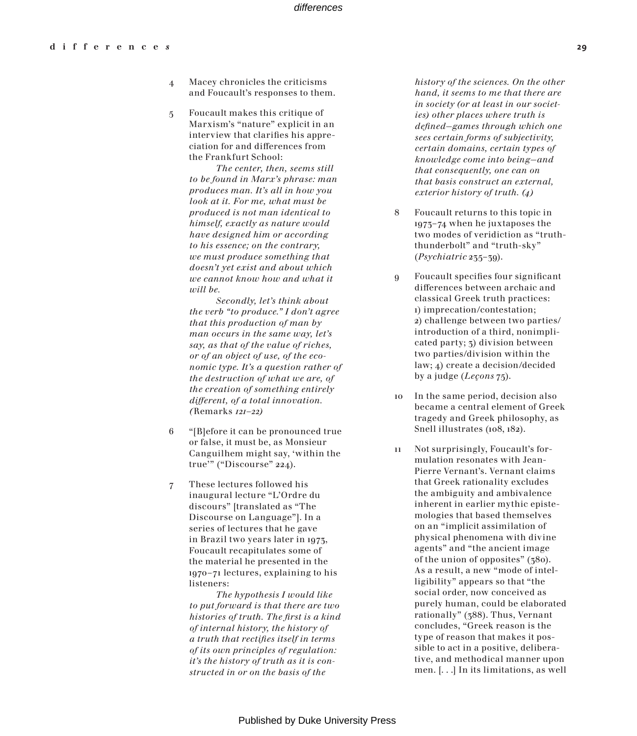4 Macey chronicles the criticisms and Foucault's responses to them.

5 Foucault makes this critique of Marxism's "nature" explicit in an interview that clarifies his appreciation for and differences from the Frankfurt School:

> *The center, then, seems still to be found in Marx's phrase: man produces man. It's all in how you look at it. For me, what must be produced is not man identical to himself, exactly as nature would have designed him or according to his essence; on the contrary, we must produce something that doesn't yet exist and about which we cannot know how and what it will be.*
>
> *Secondly, let's think about the verb "to produce." I don't agree that this production of man by man occurs in the same way, let's say, as that of the value of riches, or of an object of use, of the economic type. It's a question rather of the destruction of what we are, of the creation of something entirely different, of a total innovation. (*Remarks *121–22)*

6 "[B]efore it can be pronounced true or false, it must be, as Monsieur Canguilhem might say, 'within the true'" ("Discourse" 224).

7 These lectures followed his inaugural lecture "L'Ordre du discours" [translated as "The Discourse on Language"]. In a series of lectures that he gave in Brazil two years later in 1973, Foucault recapitulates some of the material he presented in the 1970–71 lectures, explaining to his listeners:

> *The hypothesis I would like to put forward is that there are two histories of truth. The first is a kind of internal history, the history of a truth that rectifies itself in terms of its own principles of regulation: it's the history of truth as it is constructed in or on the basis of the history of the sciences. On the other hand, it seems to me that there are in society (or at least in our societies) other places where truth is defined—games through which one sees certain forms of subjectivity, certain domains, certain types of knowledge come into being—and that consequently, one can on that basis construct an external, exterior history of truth. (4)*

8 Foucault returns to this topic in 1973–74 when he juxtaposes the two modes of veridiction as "truth-thunderbolt" and "truth-sky" (*Psychiatric* 235–39).

9 Foucault specifies four significant differences between archaic and classical Greek truth practices: 1) imprecation/contestation; 2) challenge between two parties/introduction of a third, nonimplicated party; 3) division between two parties/division within the law; 4) create a decision/decided by a judge (*Leçons* 75).

10 In the same period, decision also became a central element of Greek tragedy and Greek philosophy, as Snell illustrates (108, 182).

11 Not surprisingly, Foucault's formulation resonates with Jean-Pierre Vernant's. Vernant claims that Greek rationality excludes the ambiguity and ambivalence inherent in earlier mythic epistemologies that based themselves on an "implicit assimilation of physical phenomena with divine agents" and "the ancient image of the union of opposites" (380). As a result, a new "mode of intelligibility" appears so that "the social order, now conceived as purely human, could be elaborated rationally" (388). Thus, Vernant concludes, "Greek reason is the type of reason that makes it possible to act in a positive, deliberative, and methodical manner upon men. [. . .] In its limitations, as well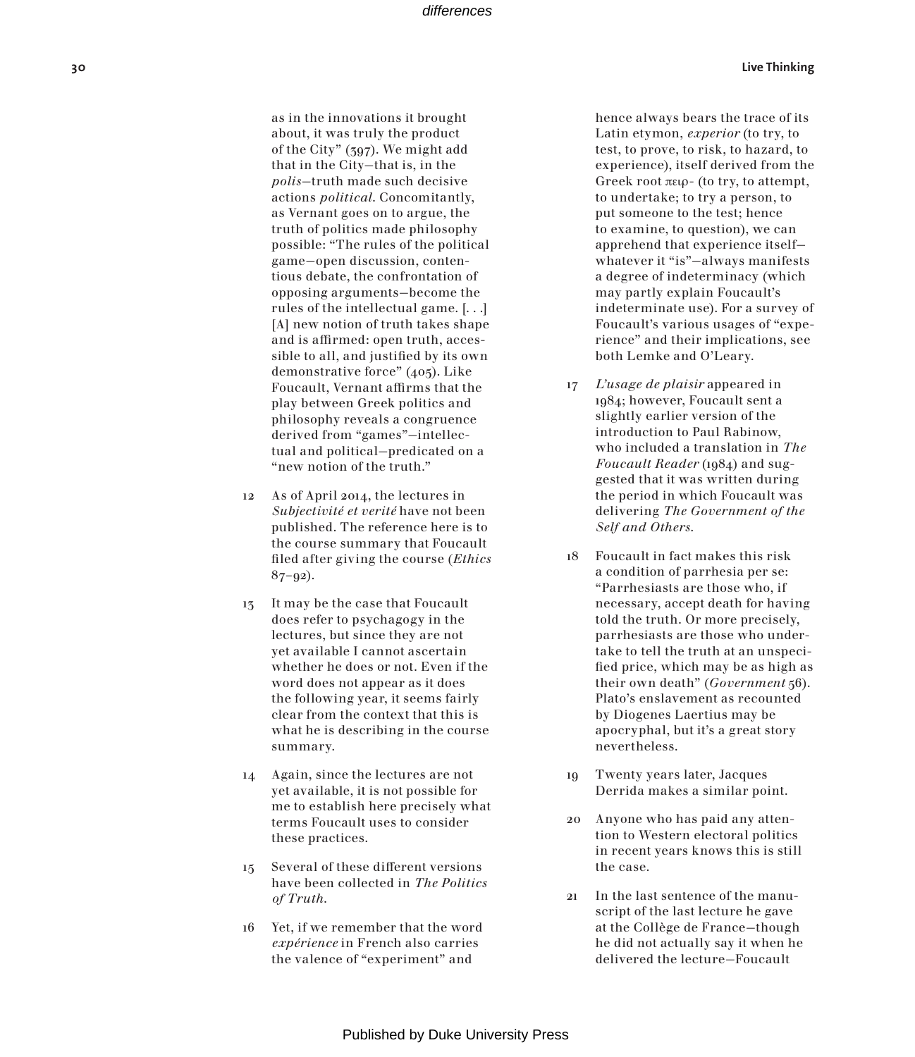as in the innovations it brought about, it was truly the product of the City" (397). We might add that in the City—that is, in the *polis*—truth made such decisive actions *political*. Concomitantly, as Vernant goes on to argue, the truth of politics made philosophy possible: "The rules of the political game—open discussion, contentious debate, the confrontation of opposing arguments—become the rules of the intellectual game. [. . .] [A] new notion of truth takes shape and is affirmed: open truth, accessible to all, and justified by its own demonstrative force" (405). Like Foucault, Vernant affirms that the play between Greek politics and philosophy reveals a congruence derived from "games"—intellectual and political—predicated on a "new notion of the truth."

12 As of April 2014, the lectures in *Subjectivité et verité* have not been published. The reference here is to the course summary that Foucault filed after giving the course (*Ethics* 87–92).

13 It may be the case that Foucault does refer to psychagogy in the lectures, but since they are not yet available I cannot ascertain whether he does or not. Even if the word does not appear as it does the following year, it seems fairly clear from the context that this is what he is describing in the course summary.

14 Again, since the lectures are not yet available, it is not possible for me to establish here precisely what terms Foucault uses to consider these practices.

15 Several of these different versions have been collected in *The Politics of Truth*.

16 Yet, if we remember that the word *expérience* in French also carries the valence of "experiment" and hence always bears the trace of its Latin etymon, *experior* (to try, to test, to prove, to risk, to hazard, to experience), itself derived from the Greek root πειρ- (to try, to attempt, to undertake; to try a person, to put someone to the test; hence to examine, to question), we can apprehend that experience itself—whatever it "is"—always manifests a degree of indeterminacy (which may partly explain Foucault's indeterminate use). For a survey of Foucault's various usages of "experience" and their implications, see both Lemke and O'Leary.

17 *L'usage de plaisir* appeared in 1984; however, Foucault sent a slightly earlier version of the introduction to Paul Rabinow, who included a translation in *The Foucault Reader* (1984) and suggested that it was written during the period in which Foucault was delivering *The Government of the Self and Others*.

18 Foucault in fact makes this risk a condition of parrhesia per se: "Parrhesiasts are those who, if necessary, accept death for having told the truth. Or more precisely, parrhesiasts are those who undertake to tell the truth at an unspecified price, which may be as high as their own death" (*Government* 56). Plato's enslavement as recounted by Diogenes Laertius may be apocryphal, but it's a great story nevertheless.

19 Twenty years later, Jacques Derrida makes a similar point.

20 Anyone who has paid any attention to Western electoral politics in recent years knows this is still the case.

21 In the last sentence of the manuscript of the last lecture he gave at the Collège de France—though he did not actually say it when he delivered the lecture—Foucault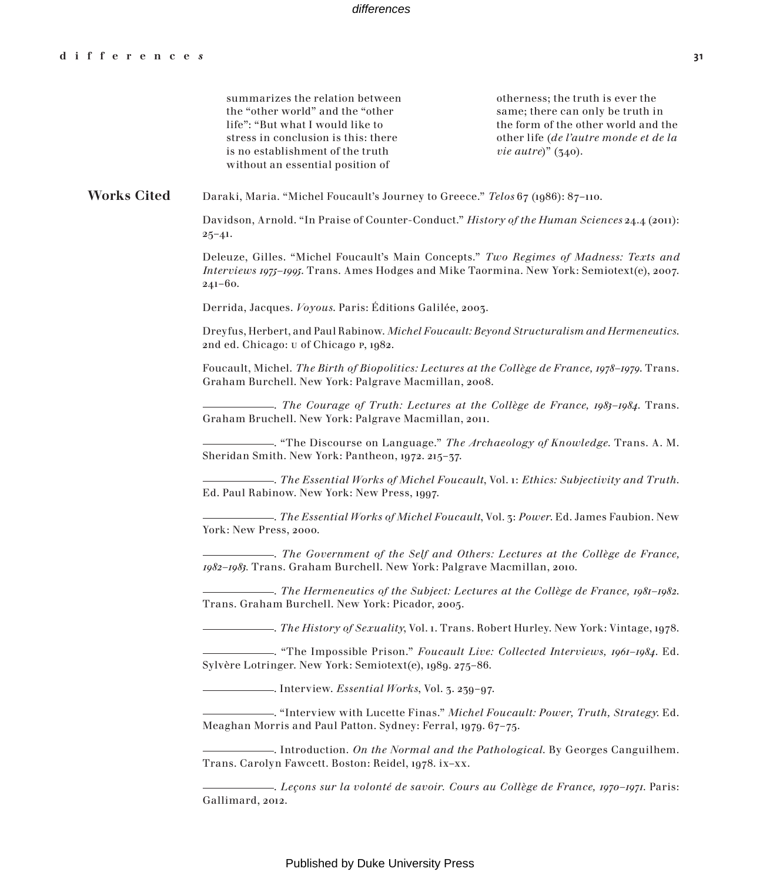summarizes the relation between the "other world" and the "other life": "But what I would like to stress in conclusion is this: there is no establishment of the truth without an essential position of otherness; the truth is ever the same; there can only be truth in the form of the other world and the other life (*de l'autre monde et de la vie autre*)" (340).

## Works Cited

Daraki, Maria. "Michel Foucault's Journey to Greece." *Telos* 67 (1986): 87–110.

Davidson, Arnold. "In Praise of Counter-Conduct." *History of the Human Sciences* 24.4 (2011): 25–41.

Deleuze, Gilles. "Michel Foucault's Main Concepts." *Two Regimes of Madness: Texts and Interviews 1975–1995*. Trans. Ames Hodges and Mike Taormina. New York: Semiotext(e), 2007. 241–60.

Derrida, Jacques. *Voyous*. Paris: Éditions Galilée, 2003.

Dreyfus, Herbert, and Paul Rabinow. *Michel Foucault: Beyond Structuralism and Hermeneutics*. 2nd ed. Chicago: U of Chicago P, 1982.

Foucault, Michel. *The Birth of Biopolitics: Lectures at the Collège de France, 1978–1979*. Trans. Graham Burchell. New York: Palgrave Macmillan, 2008.

———. *The Courage of Truth: Lectures at the Collège de France, 1983–1984*. Trans. Graham Bruchell. New York: Palgrave Macmillan, 2011.

———. "The Discourse on Language." *The Archaeology of Knowledge*. Trans. A. M. Sheridan Smith. New York: Pantheon, 1972. 215–37.

———. *The Essential Works of Michel Foucault*, Vol. 1: *Ethics: Subjectivity and Truth*. Ed. Paul Rabinow. New York: New Press, 1997.

———. *The Essential Works of Michel Foucault*, Vol. 3: *Power*. Ed. James Faubion. New York: New Press, 2000.

———. *The Government of the Self and Others: Lectures at the Collège de France, 1982–1983*. Trans. Graham Burchell. New York: Palgrave Macmillan, 2010.

———. *The Hermeneutics of the Subject: Lectures at the Collège de France, 1981–1982*. Trans. Graham Burchell. New York: Picador, 2005.

———. *The History of Sexuality*, Vol. 1. Trans. Robert Hurley. New York: Vintage, 1978.

———. "The Impossible Prison." *Foucault Live: Collected Interviews, 1961–1984*. Ed. Sylvère Lotringer. New York: Semiotext(e), 1989. 275–86.

———. Interview. *Essential Works*, Vol. 3. 239–97.

———. "Interview with Lucette Finas." *Michel Foucault: Power, Truth, Strategy*. Ed. Meaghan Morris and Paul Patton. Sydney: Ferral, 1979. 67–75.

———. Introduction. *On the Normal and the Pathological*. By Georges Canguilhem. Trans. Carolyn Fawcett. Boston: Reidel, 1978. ix–xx.

———. *Leçons sur la volonté de savoir. Cours au Collège de France, 1970–1971*. Paris: Gallimard, 2012.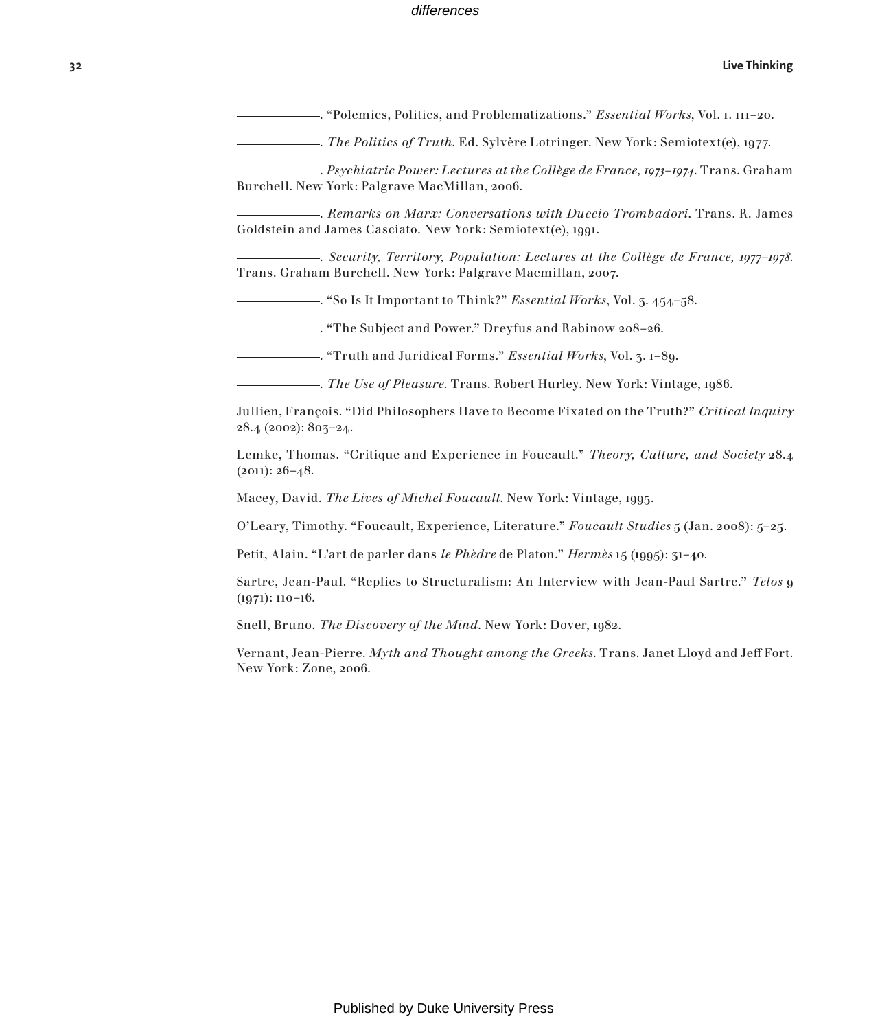———. “Polemics, Politics, and Problematizations.” *Essential Works*, Vol. 1. 111–20.

———. *The Politics of Truth*. Ed. Sylvère Lotringer. New York: Semiotext(e), 1977.

———. *Psychiatric Power: Lectures at the Collège de France, 1973–1974*. Trans. Graham Burchell. New York: Palgrave MacMillan, 2006.

———. *Remarks on Marx: Conversations with Duccio Trombadori*. Trans. R. James Goldstein and James Casciato. New York: Semiotext(e), 1991.

———. *Security, Territory, Population: Lectures at the Collège de France, 1977–1978*. Trans. Graham Burchell. New York: Palgrave Macmillan, 2007.

———. “So Is It Important to Think?” *Essential Works*, Vol. 3. 454–58.

———. “The Subject and Power.” Dreyfus and Rabinow 208–26.

———. “Truth and Juridical Forms.” *Essential Works*, Vol. 3. 1–89.

———. *The Use of Pleasure*. Trans. Robert Hurley. New York: Vintage, 1986.

Jullien, François. “Did Philosophers Have to Become Fixated on the Truth?” *Critical Inquiry* 28.4 (2002): 803–24.

Lemke, Thomas. “Critique and Experience in Foucault.” *Theory, Culture, and Society* 28.4 (2011): 26–48.

Macey, David. *The Lives of Michel Foucault*. New York: Vintage, 1995.

O’Leary, Timothy. “Foucault, Experience, Literature.” *Foucault Studies* 5 (Jan. 2008): 5–25.

Petit, Alain. “L’art de parler dans *le Phèdre* de Platon.” *Hermès* 15 (1995): 31–40.

Sartre, Jean-Paul. “Replies to Structuralism: An Interview with Jean-Paul Sartre.” *Telos* 9 (1971): 110–16.

Snell, Bruno. *The Discovery of the Mind*. New York: Dover, 1982.

Vernant, Jean-Pierre. *Myth and Thought among the Greeks*. Trans. Janet Lloyd and Jeff Fort. New York: Zone, 2006.